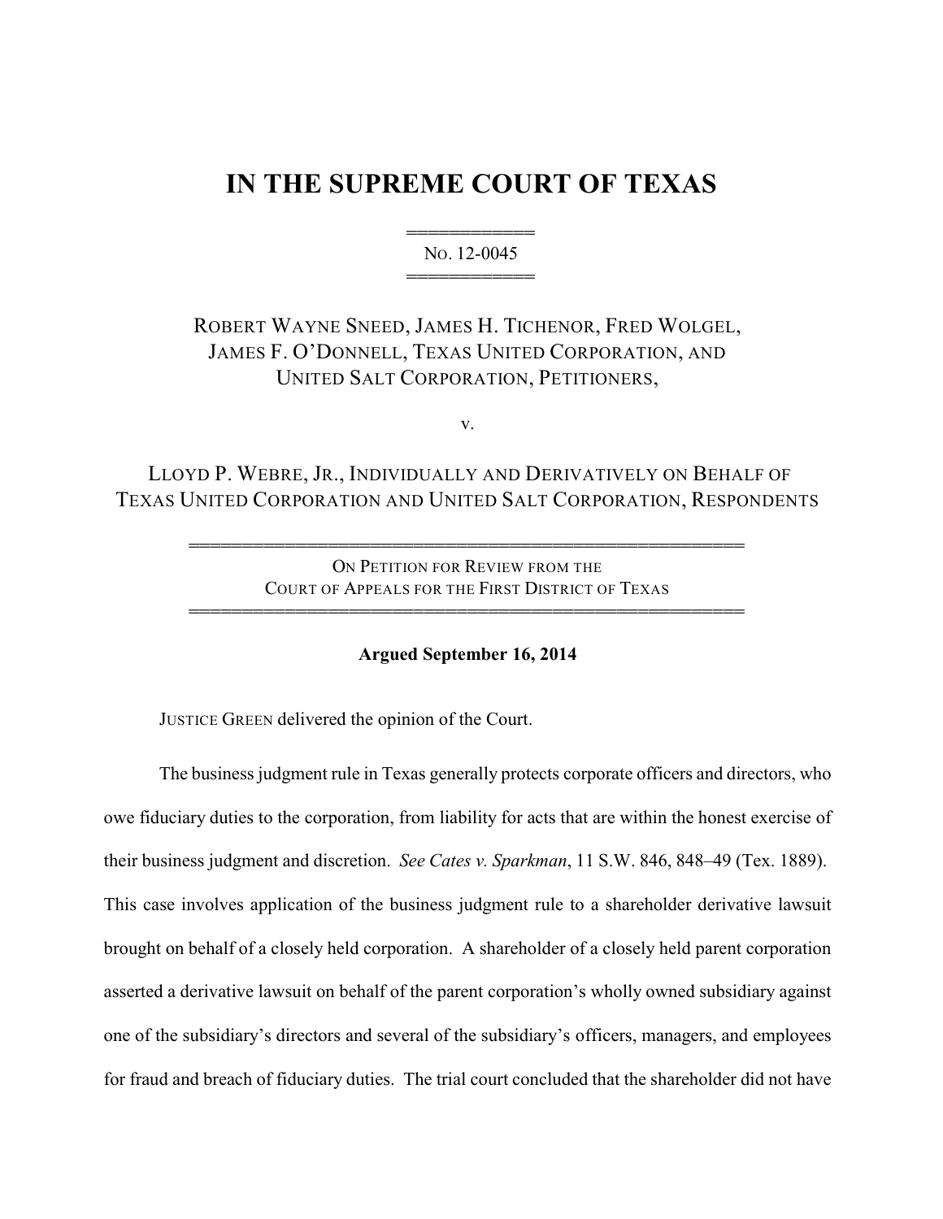# IN THE SUPREME COURT OF TEXAS

══════════
NO. 12-0045
══════════

ROBERT WAYNE SNEED, JAMES H. TICHENOR, FRED WOLGEL, JAMES F. O'DONNELL, TEXAS UNITED CORPORATION, AND UNITED SALT CORPORATION, PETITIONERS,

v.

LLOYD P. WEBRE, JR., INDIVIDUALLY AND DERIVATIVELY ON BEHALF OF TEXAS UNITED CORPORATION AND UNITED SALT CORPORATION, RESPONDENTS

══════════════════════════════════════════
ON PETITION FOR REVIEW FROM THE
COURT OF APPEALS FOR THE FIRST DISTRICT OF TEXAS
══════════════════════════════════════════

**Argued September 16, 2014**

JUSTICE GREEN delivered the opinion of the Court.

The business judgment rule in Texas generally protects corporate officers and directors, who owe fiduciary duties to the corporation, from liability for acts that are within the honest exercise of their business judgment and discretion. *See Cates v. Sparkman*, 11 S.W. 846, 848–49 (Tex. 1889). This case involves application of the business judgment rule to a shareholder derivative lawsuit brought on behalf of a closely held corporation. A shareholder of a closely held parent corporation asserted a derivative lawsuit on behalf of the parent corporation's wholly owned subsidiary against one of the subsidiary's directors and several of the subsidiary's officers, managers, and employees for fraud and breach of fiduciary duties. The trial court concluded that the shareholder did not have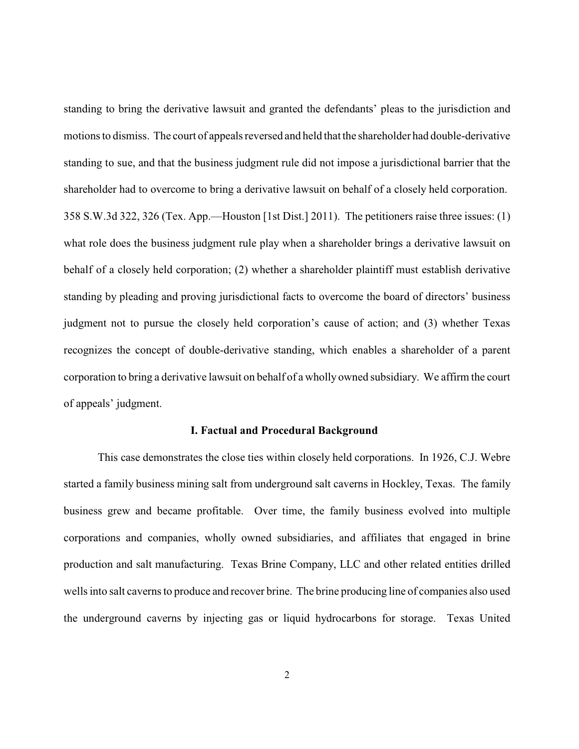standing to bring the derivative lawsuit and granted the defendants' pleas to the jurisdiction and motions to dismiss. The court of appeals reversed and held that the shareholder had double-derivative standing to sue, and that the business judgment rule did not impose a jurisdictional barrier that the shareholder had to overcome to bring a derivative lawsuit on behalf of a closely held corporation. 358 S.W.3d 322, 326 (Tex. App.—Houston [1st Dist.] 2011). The petitioners raise three issues: (1) what role does the business judgment rule play when a shareholder brings a derivative lawsuit on behalf of a closely held corporation; (2) whether a shareholder plaintiff must establish derivative standing by pleading and proving jurisdictional facts to overcome the board of directors' business judgment not to pursue the closely held corporation's cause of action; and (3) whether Texas recognizes the concept of double-derivative standing, which enables a shareholder of a parent corporation to bring a derivative lawsuit on behalf of a wholly owned subsidiary. We affirm the court of appeals' judgment.

## I. Factual and Procedural Background

This case demonstrates the close ties within closely held corporations. In 1926, C.J. Webre started a family business mining salt from underground salt caverns in Hockley, Texas. The family business grew and became profitable. Over time, the family business evolved into multiple corporations and companies, wholly owned subsidiaries, and affiliates that engaged in brine production and salt manufacturing. Texas Brine Company, LLC and other related entities drilled wells into salt caverns to produce and recover brine. The brine producing line of companies also used the underground caverns by injecting gas or liquid hydrocarbons for storage. Texas United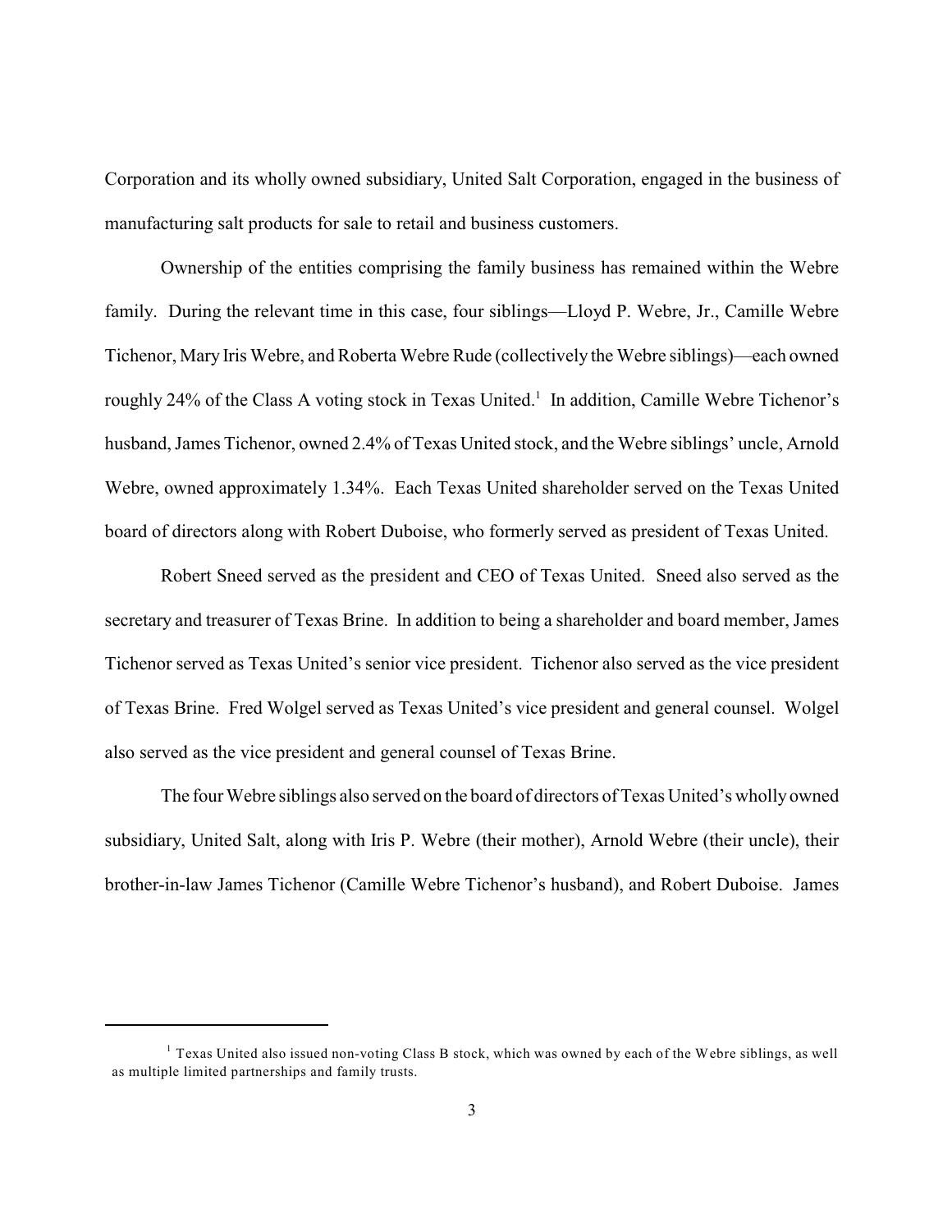Corporation and its wholly owned subsidiary, United Salt Corporation, engaged in the business of manufacturing salt products for sale to retail and business customers.

Ownership of the entities comprising the family business has remained within the Webre family. During the relevant time in this case, four siblings—Lloyd P. Webre, Jr., Camille Webre Tichenor, Mary Iris Webre, and Roberta Webre Rude (collectively the Webre siblings)—each owned roughly 24% of the Class A voting stock in Texas United.[1] In addition, Camille Webre Tichenor's husband, James Tichenor, owned 2.4% of Texas United stock, and the Webre siblings' uncle, Arnold Webre, owned approximately 1.34%. Each Texas United shareholder served on the Texas United board of directors along with Robert Duboise, who formerly served as president of Texas United.

Robert Sneed served as the president and CEO of Texas United. Sneed also served as the secretary and treasurer of Texas Brine. In addition to being a shareholder and board member, James Tichenor served as Texas United's senior vice president. Tichenor also served as the vice president of Texas Brine. Fred Wolgel served as Texas United's vice president and general counsel. Wolgel also served as the vice president and general counsel of Texas Brine.

The four Webre siblings also served on the board of directors of Texas United's wholly owned subsidiary, United Salt, along with Iris P. Webre (their mother), Arnold Webre (their uncle), their brother-in-law James Tichenor (Camille Webre Tichenor's husband), and Robert Duboise. James

[1] Texas United also issued non-voting Class B stock, which was owned by each of the Webre siblings, as well as multiple limited partnerships and family trusts.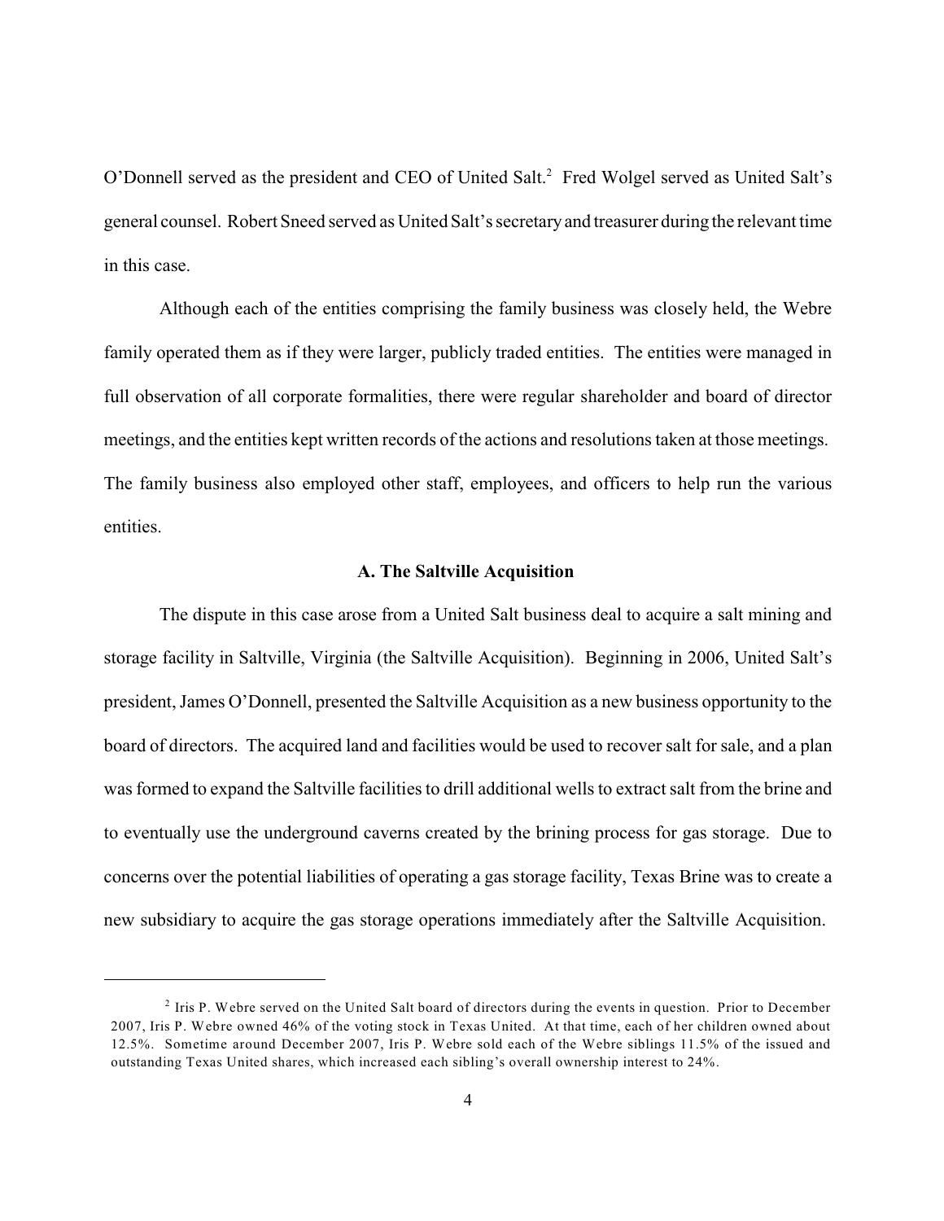O'Donnell served as the president and CEO of United Salt.[2] Fred Wolgel served as United Salt's general counsel. Robert Sneed served as United Salt's secretary and treasurer during the relevant time in this case.

Although each of the entities comprising the family business was closely held, the Webre family operated them as if they were larger, publicly traded entities. The entities were managed in full observation of all corporate formalities, there were regular shareholder and board of director meetings, and the entities kept written records of the actions and resolutions taken at those meetings. The family business also employed other staff, employees, and officers to help run the various entities.

### A. The Saltville Acquisition

The dispute in this case arose from a United Salt business deal to acquire a salt mining and storage facility in Saltville, Virginia (the Saltville Acquisition). Beginning in 2006, United Salt's president, James O'Donnell, presented the Saltville Acquisition as a new business opportunity to the board of directors. The acquired land and facilities would be used to recover salt for sale, and a plan was formed to expand the Saltville facilities to drill additional wells to extract salt from the brine and to eventually use the underground caverns created by the brining process for gas storage. Due to concerns over the potential liabilities of operating a gas storage facility, Texas Brine was to create a new subsidiary to acquire the gas storage operations immediately after the Saltville Acquisition.

---

[2] Iris P. Webre served on the United Salt board of directors during the events in question. Prior to December 2007, Iris P. Webre owned 46% of the voting stock in Texas United. At that time, each of her children owned about 12.5%. Sometime around December 2007, Iris P. Webre sold each of the Webre siblings 11.5% of the issued and outstanding Texas United shares, which increased each sibling's overall ownership interest to 24%.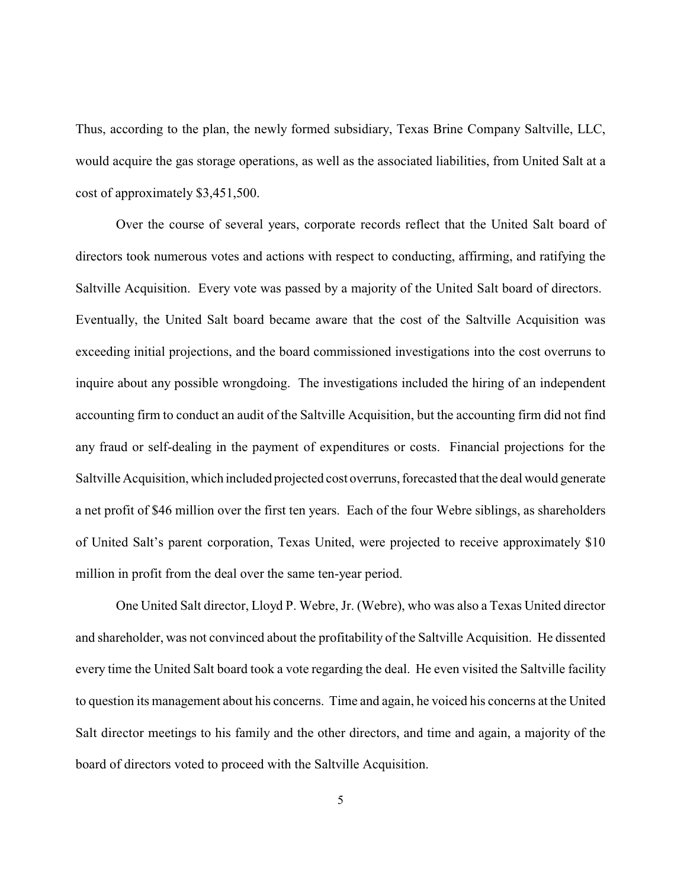Thus, according to the plan, the newly formed subsidiary, Texas Brine Company Saltville, LLC, would acquire the gas storage operations, as well as the associated liabilities, from United Salt at a cost of approximately $3,451,500.

Over the course of several years, corporate records reflect that the United Salt board of directors took numerous votes and actions with respect to conducting, affirming, and ratifying the Saltville Acquisition. Every vote was passed by a majority of the United Salt board of directors. Eventually, the United Salt board became aware that the cost of the Saltville Acquisition was exceeding initial projections, and the board commissioned investigations into the cost overruns to inquire about any possible wrongdoing. The investigations included the hiring of an independent accounting firm to conduct an audit of the Saltville Acquisition, but the accounting firm did not find any fraud or self-dealing in the payment of expenditures or costs. Financial projections for the Saltville Acquisition, which included projected cost overruns, forecasted that the deal would generate a net profit of $46 million over the first ten years. Each of the four Webre siblings, as shareholders of United Salt's parent corporation, Texas United, were projected to receive approximately $10 million in profit from the deal over the same ten-year period.

One United Salt director, Lloyd P. Webre, Jr. (Webre), who was also a Texas United director and shareholder, was not convinced about the profitability of the Saltville Acquisition. He dissented every time the United Salt board took a vote regarding the deal. He even visited the Saltville facility to question its management about his concerns. Time and again, he voiced his concerns at the United Salt director meetings to his family and the other directors, and time and again, a majority of the board of directors voted to proceed with the Saltville Acquisition.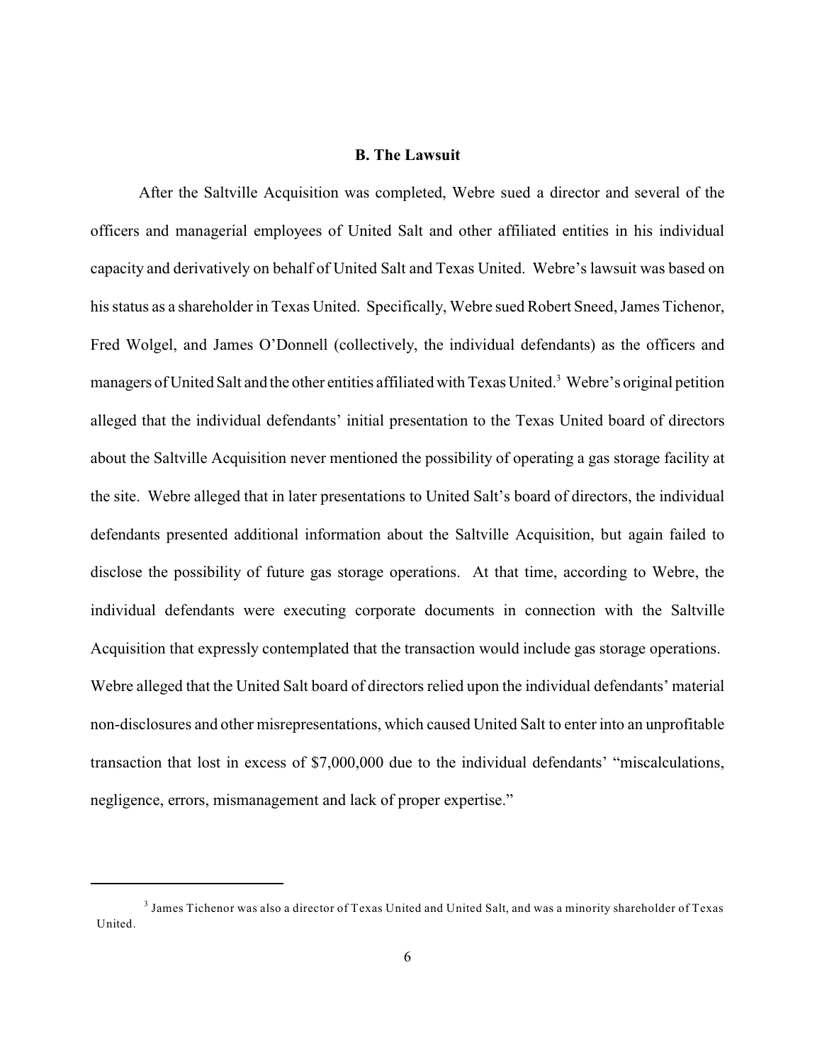## B. The Lawsuit

After the Saltville Acquisition was completed, Webre sued a director and several of the officers and managerial employees of United Salt and other affiliated entities in his individual capacity and derivatively on behalf of United Salt and Texas United. Webre's lawsuit was based on his status as a shareholder in Texas United. Specifically, Webre sued Robert Sneed, James Tichenor, Fred Wolgel, and James O'Donnell (collectively, the individual defendants) as the officers and managers of United Salt and the other entities affiliated with Texas United.[3] Webre's original petition alleged that the individual defendants' initial presentation to the Texas United board of directors about the Saltville Acquisition never mentioned the possibility of operating a gas storage facility at the site. Webre alleged that in later presentations to United Salt's board of directors, the individual defendants presented additional information about the Saltville Acquisition, but again failed to disclose the possibility of future gas storage operations. At that time, according to Webre, the individual defendants were executing corporate documents in connection with the Saltville Acquisition that expressly contemplated that the transaction would include gas storage operations. Webre alleged that the United Salt board of directors relied upon the individual defendants' material non-disclosures and other misrepresentations, which caused United Salt to enter into an unprofitable transaction that lost in excess of $7,000,000 due to the individual defendants' "miscalculations, negligence, errors, mismanagement and lack of proper expertise."

[3] James Tichenor was also a director of Texas United and United Salt, and was a minority shareholder of Texas United.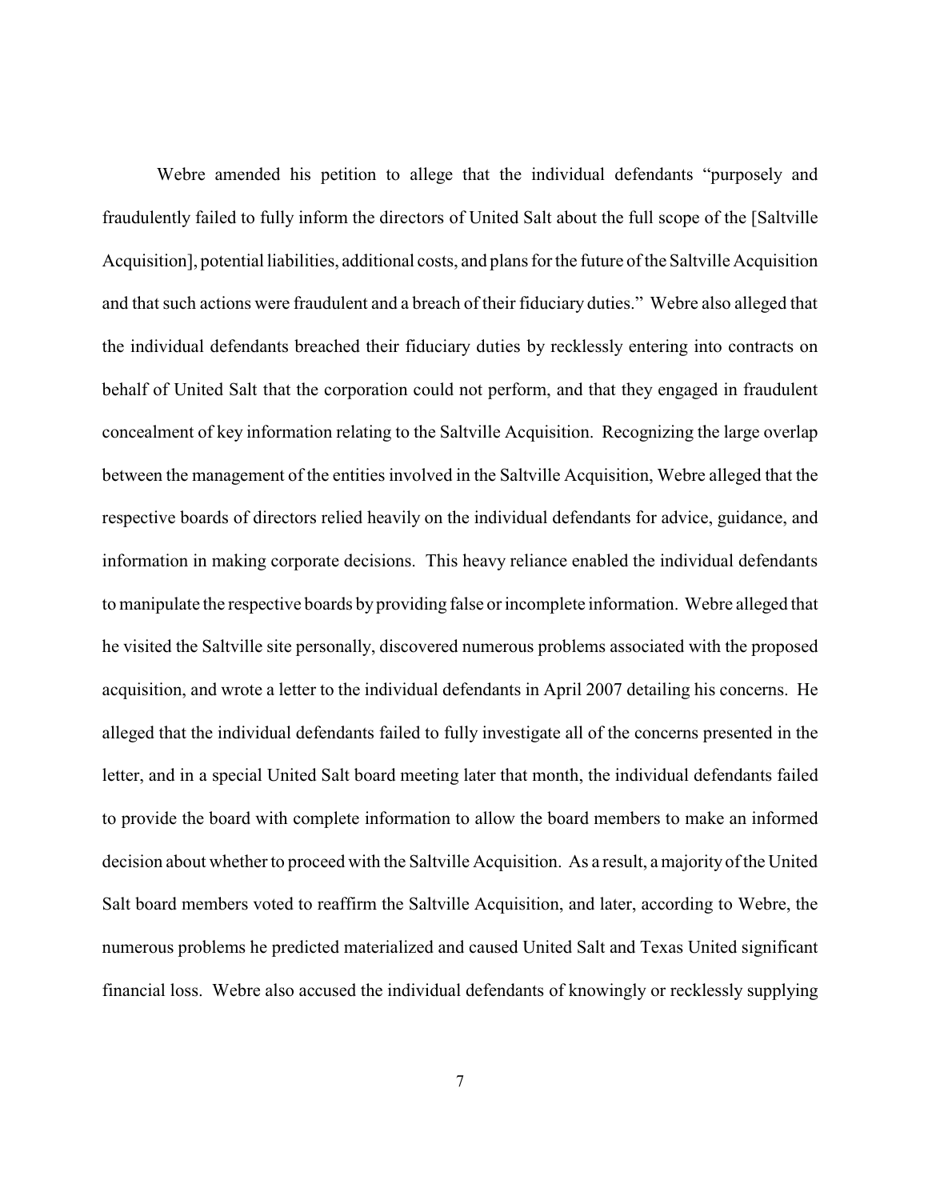Webre amended his petition to allege that the individual defendants "purposely and fraudulently failed to fully inform the directors of United Salt about the full scope of the [Saltville Acquisition], potential liabilities, additional costs, and plans for the future of the Saltville Acquisition and that such actions were fraudulent and a breach of their fiduciary duties." Webre also alleged that the individual defendants breached their fiduciary duties by recklessly entering into contracts on behalf of United Salt that the corporation could not perform, and that they engaged in fraudulent concealment of key information relating to the Saltville Acquisition. Recognizing the large overlap between the management of the entities involved in the Saltville Acquisition, Webre alleged that the respective boards of directors relied heavily on the individual defendants for advice, guidance, and information in making corporate decisions. This heavy reliance enabled the individual defendants to manipulate the respective boards by providing false or incomplete information. Webre alleged that he visited the Saltville site personally, discovered numerous problems associated with the proposed acquisition, and wrote a letter to the individual defendants in April 2007 detailing his concerns. He alleged that the individual defendants failed to fully investigate all of the concerns presented in the letter, and in a special United Salt board meeting later that month, the individual defendants failed to provide the board with complete information to allow the board members to make an informed decision about whether to proceed with the Saltville Acquisition. As a result, a majority of the United Salt board members voted to reaffirm the Saltville Acquisition, and later, according to Webre, the numerous problems he predicted materialized and caused United Salt and Texas United significant financial loss. Webre also accused the individual defendants of knowingly or recklessly supplying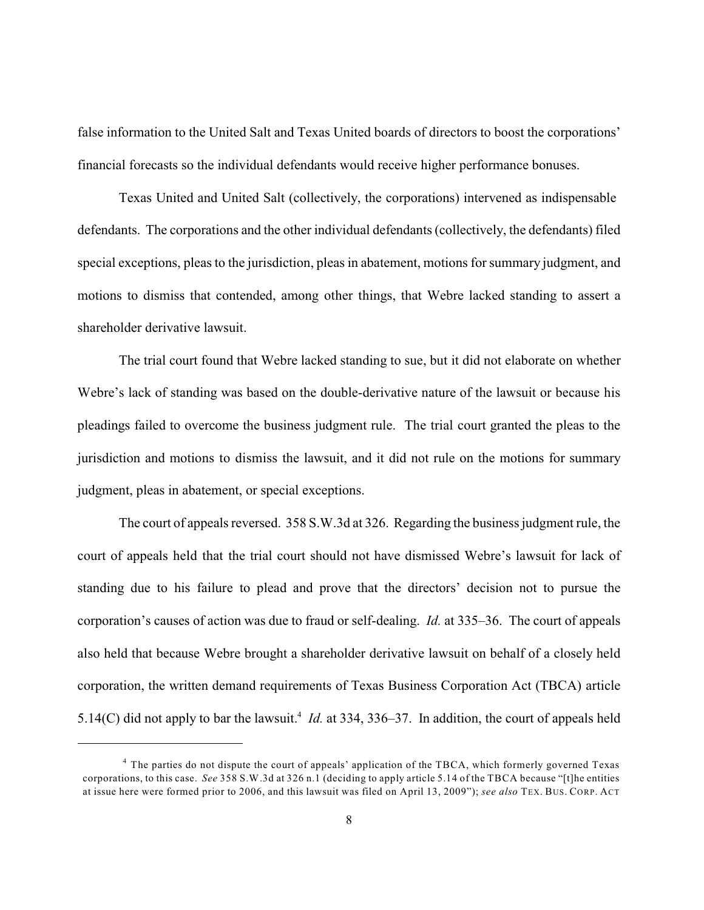false information to the United Salt and Texas United boards of directors to boost the corporations' financial forecasts so the individual defendants would receive higher performance bonuses.

Texas United and United Salt (collectively, the corporations) intervened as indispensable defendants. The corporations and the other individual defendants (collectively, the defendants) filed special exceptions, pleas to the jurisdiction, pleas in abatement, motions for summary judgment, and motions to dismiss that contended, among other things, that Webre lacked standing to assert a shareholder derivative lawsuit.

The trial court found that Webre lacked standing to sue, but it did not elaborate on whether Webre's lack of standing was based on the double-derivative nature of the lawsuit or because his pleadings failed to overcome the business judgment rule. The trial court granted the pleas to the jurisdiction and motions to dismiss the lawsuit, and it did not rule on the motions for summary judgment, pleas in abatement, or special exceptions.

The court of appeals reversed. 358 S.W.3d at 326. Regarding the business judgment rule, the court of appeals held that the trial court should not have dismissed Webre's lawsuit for lack of standing due to his failure to plead and prove that the directors' decision not to pursue the corporation's causes of action was due to fraud or self-dealing. *Id.* at 335–36. The court of appeals also held that because Webre brought a shareholder derivative lawsuit on behalf of a closely held corporation, the written demand requirements of Texas Business Corporation Act (TBCA) article 5.14(C) did not apply to bar the lawsuit.[4] *Id.* at 334, 336–37. In addition, the court of appeals held

---

[4] The parties do not dispute the court of appeals' application of the TBCA, which formerly governed Texas corporations, to this case. *See* 358 S.W.3d at 326 n.1 (deciding to apply article 5.14 of the TBCA because "[t]he entities at issue here were formed prior to 2006, and this lawsuit was filed on April 13, 2009"); *see also* TEX. BUS. CORP. ACT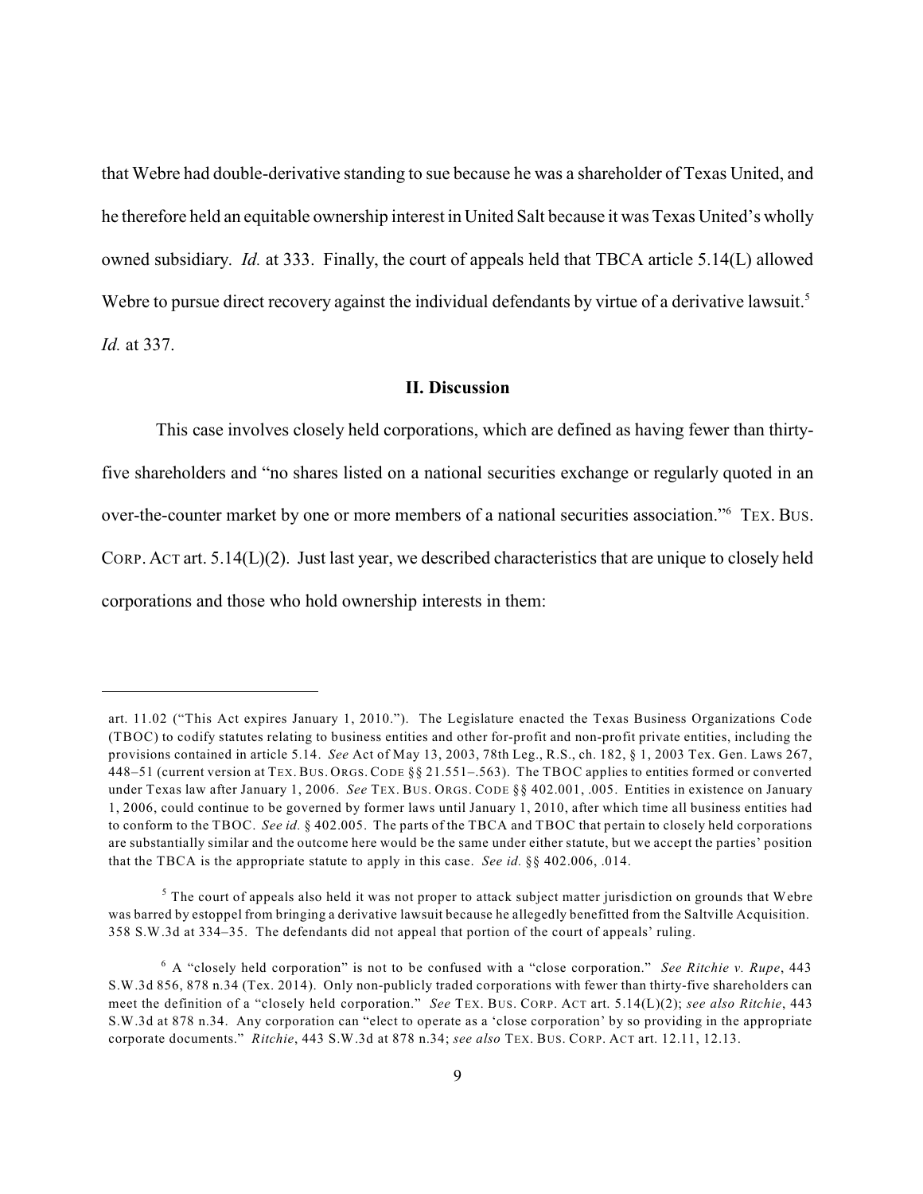that Webre had double-derivative standing to sue because he was a shareholder of Texas United, and he therefore held an equitable ownership interest in United Salt because it was Texas United's wholly owned subsidiary. *Id.* at 333. Finally, the court of appeals held that TBCA article 5.14(L) allowed Webre to pursue direct recovery against the individual defendants by virtue of a derivative lawsuit.[5] *Id.* at 337.

## II. Discussion

This case involves closely held corporations, which are defined as having fewer than thirty-five shareholders and "no shares listed on a national securities exchange or regularly quoted in an over-the-counter market by one or more members of a national securities association."[6] TEX. BUS. CORP. ACT art. 5.14(L)(2). Just last year, we described characteristics that are unique to closely held corporations and those who hold ownership interests in them:

---

art. 11.02 ("This Act expires January 1, 2010."). The Legislature enacted the Texas Business Organizations Code (TBOC) to codify statutes relating to business entities and other for-profit and non-profit private entities, including the provisions contained in article 5.14. *See* Act of May 13, 2003, 78th Leg., R.S., ch. 182, § 1, 2003 Tex. Gen. Laws 267, 448–51 (current version at TEX. BUS. ORGS. CODE §§ 21.551–.563). The TBOC applies to entities formed or converted under Texas law after January 1, 2006. *See* TEX. BUS. ORGS. CODE §§ 402.001, .005. Entities in existence on January 1, 2006, could continue to be governed by former laws until January 1, 2010, after which time all business entities had to conform to the TBOC. *See id.* § 402.005. The parts of the TBCA and TBOC that pertain to closely held corporations are substantially similar and the outcome here would be the same under either statute, but we accept the parties' position that the TBCA is the appropriate statute to apply in this case. *See id.* §§ 402.006, .014.

[5] The court of appeals also held it was not proper to attack subject matter jurisdiction on grounds that Webre was barred by estoppel from bringing a derivative lawsuit because he allegedly benefitted from the Saltville Acquisition. 358 S.W.3d at 334–35. The defendants did not appeal that portion of the court of appeals' ruling.

[6] A "closely held corporation" is not to be confused with a "close corporation." *See Ritchie v. Rupe*, 443 S.W.3d 856, 878 n.34 (Tex. 2014). Only non-publicly traded corporations with fewer than thirty-five shareholders can meet the definition of a "closely held corporation." *See* TEX. BUS. CORP. ACT art. 5.14(L)(2); *see also Ritchie*, 443 S.W.3d at 878 n.34. Any corporation can "elect to operate as a 'close corporation' by so providing in the appropriate corporate documents." *Ritchie*, 443 S.W.3d at 878 n.34; *see also* TEX. BUS. CORP. ACT art. 12.11, 12.13.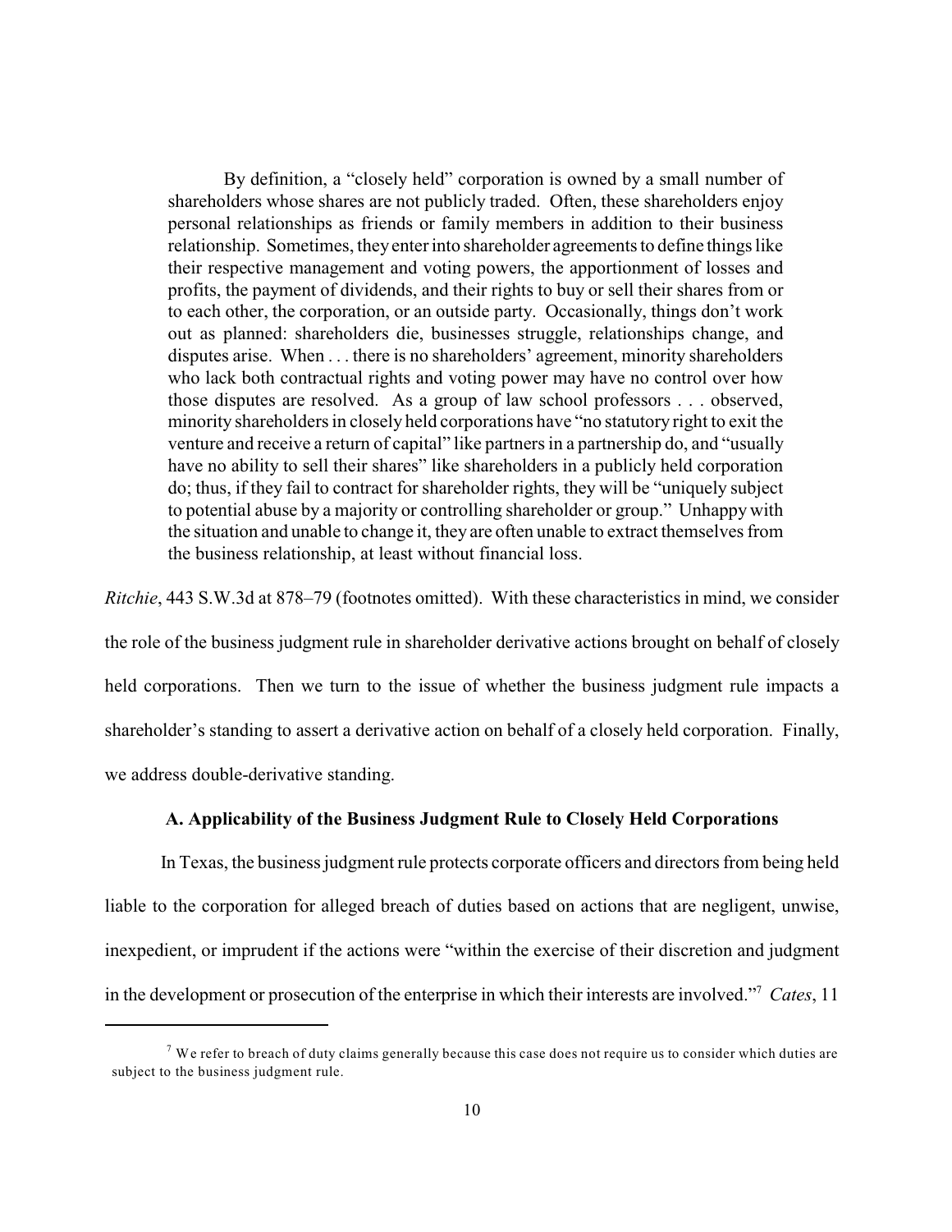> By definition, a "closely held" corporation is owned by a small number of shareholders whose shares are not publicly traded. Often, these shareholders enjoy personal relationships as friends or family members in addition to their business relationship. Sometimes, they enter into shareholder agreements to define things like their respective management and voting powers, the apportionment of losses and profits, the payment of dividends, and their rights to buy or sell their shares from or to each other, the corporation, or an outside party. Occasionally, things don't work out as planned: shareholders die, businesses struggle, relationships change, and disputes arise. When . . . there is no shareholders' agreement, minority shareholders who lack both contractual rights and voting power may have no control over how those disputes are resolved. As a group of law school professors . . . observed, minority shareholders in closely held corporations have "no statutory right to exit the venture and receive a return of capital" like partners in a partnership do, and "usually have no ability to sell their shares" like shareholders in a publicly held corporation do; thus, if they fail to contract for shareholder rights, they will be "uniquely subject to potential abuse by a majority or controlling shareholder or group." Unhappy with the situation and unable to change it, they are often unable to extract themselves from the business relationship, at least without financial loss.

*Ritchie*, 443 S.W.3d at 878–79 (footnotes omitted). With these characteristics in mind, we consider the role of the business judgment rule in shareholder derivative actions brought on behalf of closely held corporations. Then we turn to the issue of whether the business judgment rule impacts a shareholder's standing to assert a derivative action on behalf of a closely held corporation. Finally, we address double-derivative standing.

### A. Applicability of the Business Judgment Rule to Closely Held Corporations

In Texas, the business judgment rule protects corporate officers and directors from being held liable to the corporation for alleged breach of duties based on actions that are negligent, unwise, inexpedient, or imprudent if the actions were "within the exercise of their discretion and judgment in the development or prosecution of the enterprise in which their interests are involved."[7] *Cates*, 11

---

[7] We refer to breach of duty claims generally because this case does not require us to consider which duties are subject to the business judgment rule.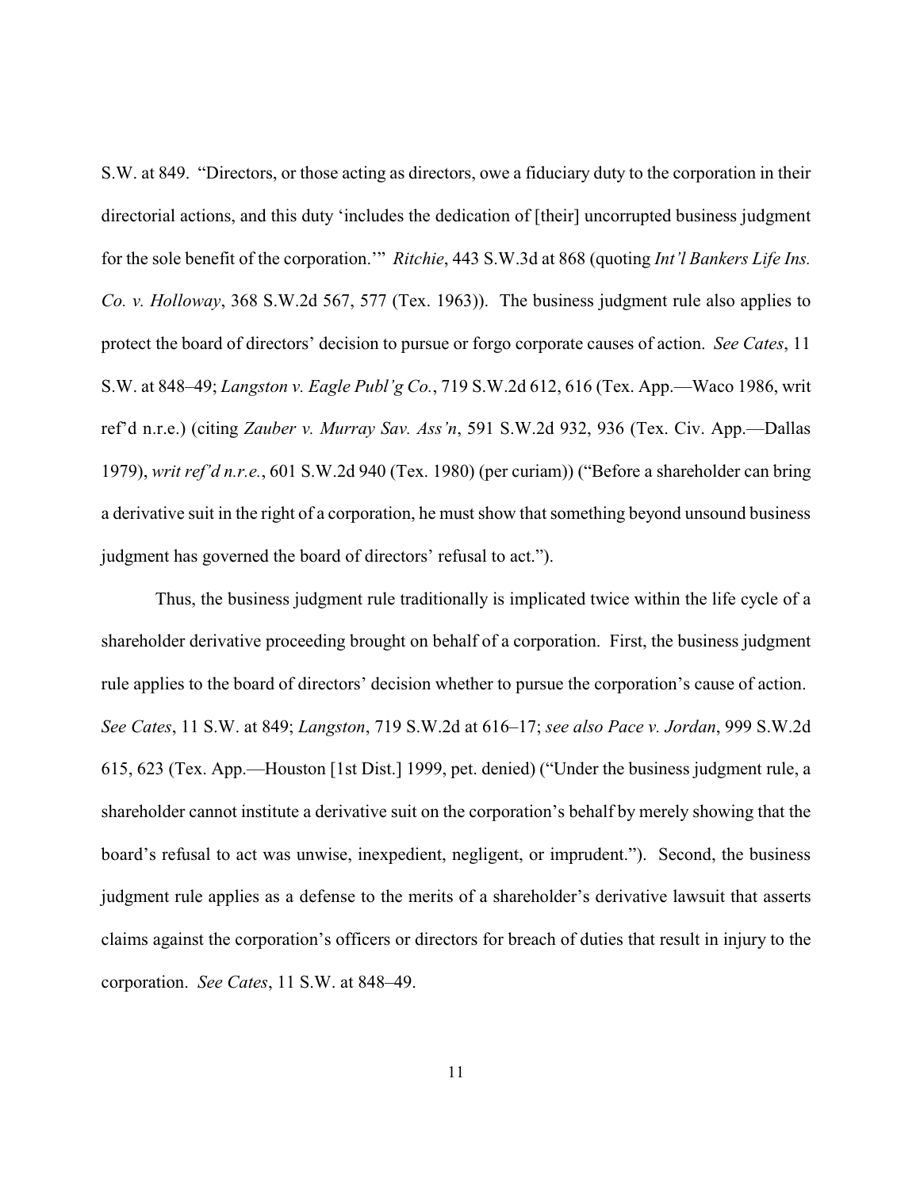S.W. at 849. "Directors, or those acting as directors, owe a fiduciary duty to the corporation in their directorial actions, and this duty 'includes the dedication of [their] uncorrupted business judgment for the sole benefit of the corporation.'" *Ritchie*, 443 S.W.3d at 868 (quoting *Int'l Bankers Life Ins. Co. v. Holloway*, 368 S.W.2d 567, 577 (Tex. 1963)). The business judgment rule also applies to protect the board of directors' decision to pursue or forgo corporate causes of action. *See Cates*, 11 S.W. at 848–49; *Langston v. Eagle Publ'g Co.*, 719 S.W.2d 612, 616 (Tex. App.—Waco 1986, writ ref'd n.r.e.) (citing *Zauber v. Murray Sav. Ass'n*, 591 S.W.2d 932, 936 (Tex. Civ. App.—Dallas 1979), *writ ref'd n.r.e.*, 601 S.W.2d 940 (Tex. 1980) (per curiam)) ("Before a shareholder can bring a derivative suit in the right of a corporation, he must show that something beyond unsound business judgment has governed the board of directors' refusal to act.").

Thus, the business judgment rule traditionally is implicated twice within the life cycle of a shareholder derivative proceeding brought on behalf of a corporation. First, the business judgment rule applies to the board of directors' decision whether to pursue the corporation's cause of action. *See Cates*, 11 S.W. at 849; *Langston*, 719 S.W.2d at 616–17; *see also Pace v. Jordan*, 999 S.W.2d 615, 623 (Tex. App.—Houston [1st Dist.] 1999, pet. denied) ("Under the business judgment rule, a shareholder cannot institute a derivative suit on the corporation's behalf by merely showing that the board's refusal to act was unwise, inexpedient, negligent, or imprudent."). Second, the business judgment rule applies as a defense to the merits of a shareholder's derivative lawsuit that asserts claims against the corporation's officers or directors for breach of duties that result in injury to the corporation. *See Cates*, 11 S.W. at 848–49.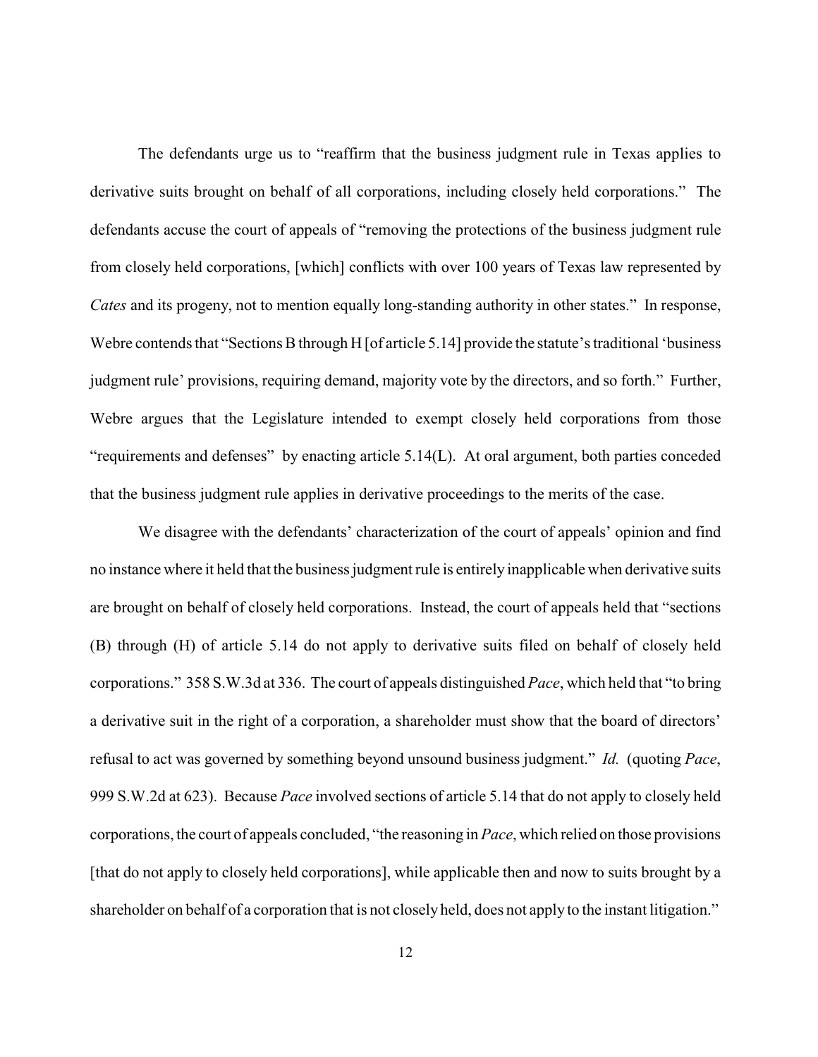The defendants urge us to "reaffirm that the business judgment rule in Texas applies to derivative suits brought on behalf of all corporations, including closely held corporations." The defendants accuse the court of appeals of "removing the protections of the business judgment rule from closely held corporations, [which] conflicts with over 100 years of Texas law represented by *Cates* and its progeny, not to mention equally long-standing authority in other states." In response, Webre contends that "Sections B through H [of article 5.14] provide the statute's traditional 'business judgment rule' provisions, requiring demand, majority vote by the directors, and so forth." Further, Webre argues that the Legislature intended to exempt closely held corporations from those "requirements and defenses" by enacting article 5.14(L). At oral argument, both parties conceded that the business judgment rule applies in derivative proceedings to the merits of the case.

We disagree with the defendants' characterization of the court of appeals' opinion and find no instance where it held that the business judgment rule is entirely inapplicable when derivative suits are brought on behalf of closely held corporations. Instead, the court of appeals held that "sections (B) through (H) of article 5.14 do not apply to derivative suits filed on behalf of closely held corporations." 358 S.W.3d at 336. The court of appeals distinguished *Pace*, which held that "to bring a derivative suit in the right of a corporation, a shareholder must show that the board of directors' refusal to act was governed by something beyond unsound business judgment." *Id.* (quoting *Pace*, 999 S.W.2d at 623). Because *Pace* involved sections of article 5.14 that do not apply to closely held corporations, the court of appeals concluded, "the reasoning in *Pace*, which relied on those provisions [that do not apply to closely held corporations], while applicable then and now to suits brought by a shareholder on behalf of a corporation that is not closely held, does not apply to the instant litigation."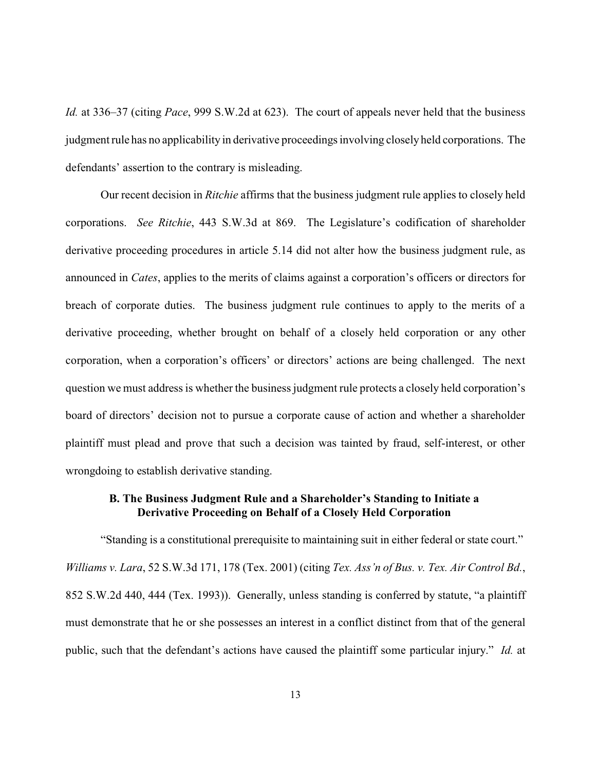*Id.* at 336–37 (citing *Pace*, 999 S.W.2d at 623). The court of appeals never held that the business judgment rule has no applicability in derivative proceedings involving closely held corporations. The defendants' assertion to the contrary is misleading.

Our recent decision in *Ritchie* affirms that the business judgment rule applies to closely held corporations. *See Ritchie*, 443 S.W.3d at 869. The Legislature's codification of shareholder derivative proceeding procedures in article 5.14 did not alter how the business judgment rule, as announced in *Cates*, applies to the merits of claims against a corporation's officers or directors for breach of corporate duties. The business judgment rule continues to apply to the merits of a derivative proceeding, whether brought on behalf of a closely held corporation or any other corporation, when a corporation's officers' or directors' actions are being challenged. The next question we must address is whether the business judgment rule protects a closely held corporation's board of directors' decision not to pursue a corporate cause of action and whether a shareholder plaintiff must plead and prove that such a decision was tainted by fraud, self-interest, or other wrongdoing to establish derivative standing.

### B. The Business Judgment Rule and a Shareholder's Standing to Initiate a Derivative Proceeding on Behalf of a Closely Held Corporation

"Standing is a constitutional prerequisite to maintaining suit in either federal or state court." *Williams v. Lara*, 52 S.W.3d 171, 178 (Tex. 2001) (citing *Tex. Ass'n of Bus. v. Tex. Air Control Bd.*, 852 S.W.2d 440, 444 (Tex. 1993)). Generally, unless standing is conferred by statute, "a plaintiff must demonstrate that he or she possesses an interest in a conflict distinct from that of the general public, such that the defendant's actions have caused the plaintiff some particular injury." *Id.* at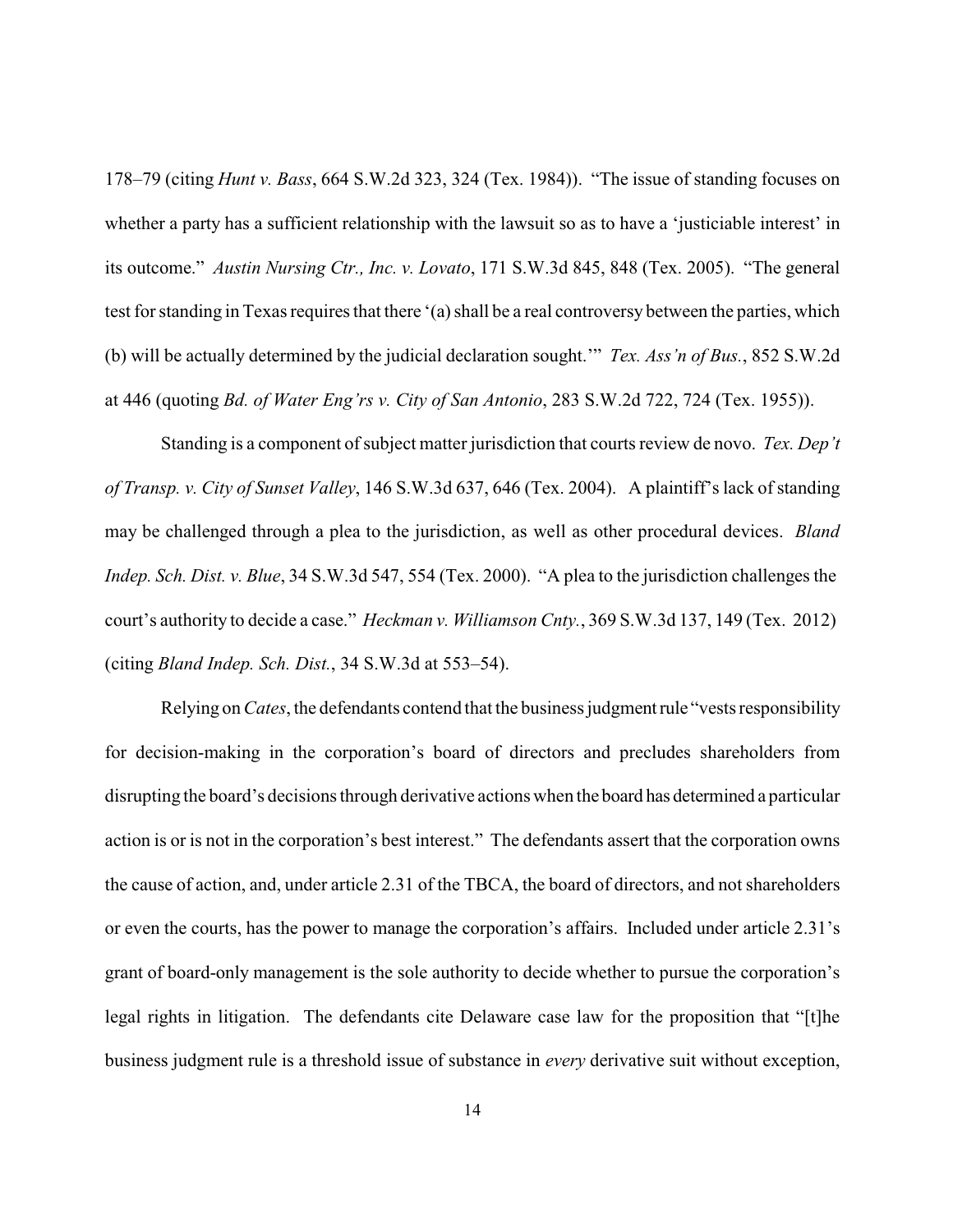178–79 (citing *Hunt v. Bass*, 664 S.W.2d 323, 324 (Tex. 1984)). "The issue of standing focuses on whether a party has a sufficient relationship with the lawsuit so as to have a 'justiciable interest' in its outcome." *Austin Nursing Ctr., Inc. v. Lovato*, 171 S.W.3d 845, 848 (Tex. 2005). "The general test for standing in Texas requires that there '(a) shall be a real controversy between the parties, which (b) will be actually determined by the judicial declaration sought.'" *Tex. Ass'n of Bus.*, 852 S.W.2d at 446 (quoting *Bd. of Water Eng'rs v. City of San Antonio*, 283 S.W.2d 722, 724 (Tex. 1955)).

Standing is a component of subject matter jurisdiction that courts review de novo. *Tex. Dep't of Transp. v. City of Sunset Valley*, 146 S.W.3d 637, 646 (Tex. 2004). A plaintiff's lack of standing may be challenged through a plea to the jurisdiction, as well as other procedural devices. *Bland Indep. Sch. Dist. v. Blue*, 34 S.W.3d 547, 554 (Tex. 2000). "A plea to the jurisdiction challenges the court's authority to decide a case." *Heckman v. Williamson Cnty.*, 369 S.W.3d 137, 149 (Tex. 2012) (citing *Bland Indep. Sch. Dist.*, 34 S.W.3d at 553–54).

Relying on *Cates*, the defendants contend that the business judgment rule "vests responsibility for decision-making in the corporation's board of directors and precludes shareholders from disrupting the board's decisions through derivative actions when the board has determined a particular action is or is not in the corporation's best interest." The defendants assert that the corporation owns the cause of action, and, under article 2.31 of the TBCA, the board of directors, and not shareholders or even the courts, has the power to manage the corporation's affairs. Included under article 2.31's grant of board-only management is the sole authority to decide whether to pursue the corporation's legal rights in litigation. The defendants cite Delaware case law for the proposition that "[t]he business judgment rule is a threshold issue of substance in *every* derivative suit without exception,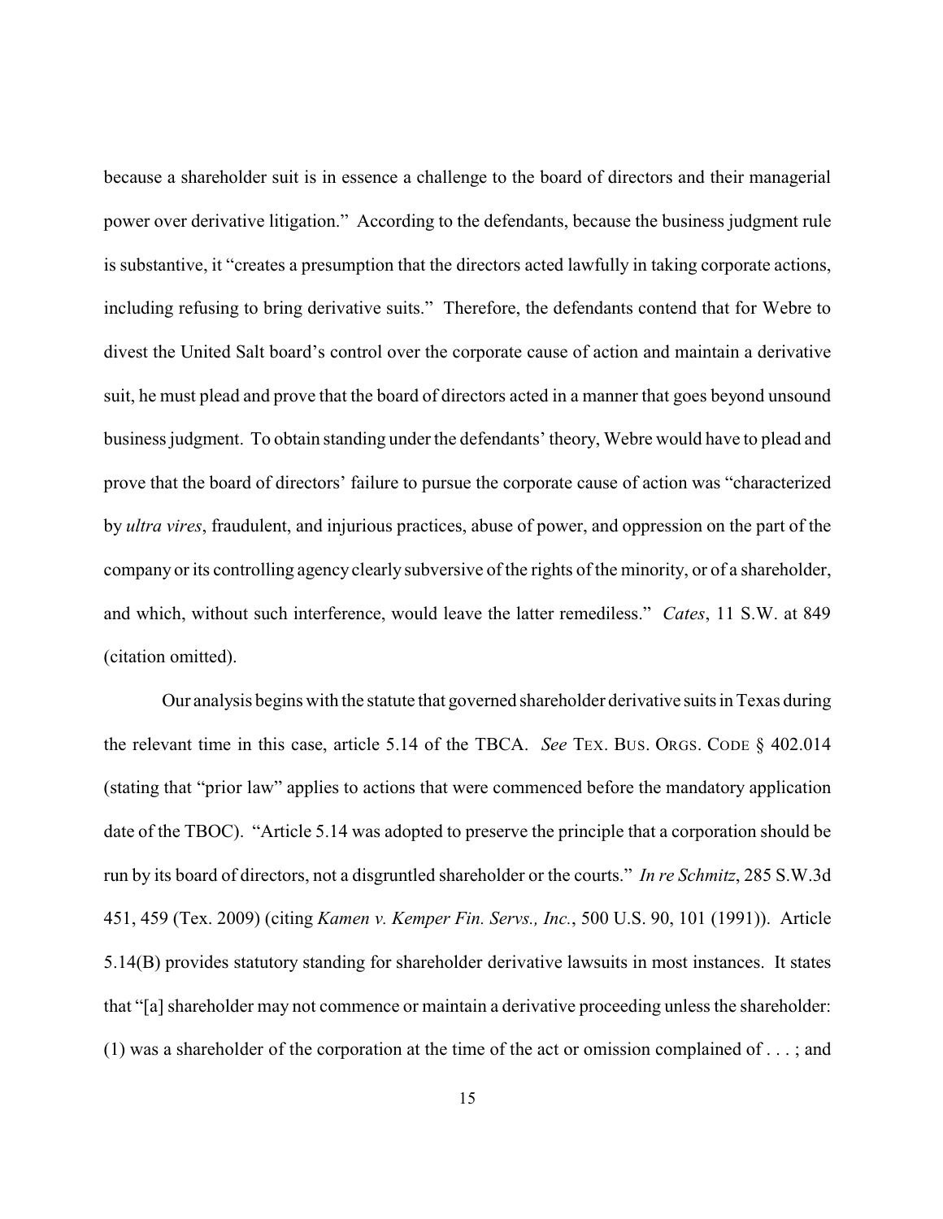because a shareholder suit is in essence a challenge to the board of directors and their managerial power over derivative litigation." According to the defendants, because the business judgment rule is substantive, it "creates a presumption that the directors acted lawfully in taking corporate actions, including refusing to bring derivative suits." Therefore, the defendants contend that for Webre to divest the United Salt board's control over the corporate cause of action and maintain a derivative suit, he must plead and prove that the board of directors acted in a manner that goes beyond unsound business judgment. To obtain standing under the defendants' theory, Webre would have to plead and prove that the board of directors' failure to pursue the corporate cause of action was "characterized by *ultra vires*, fraudulent, and injurious practices, abuse of power, and oppression on the part of the company or its controlling agency clearly subversive of the rights of the minority, or of a shareholder, and which, without such interference, would leave the latter remediless." *Cates*, 11 S.W. at 849 (citation omitted).

Our analysis begins with the statute that governed shareholder derivative suits in Texas during the relevant time in this case, article 5.14 of the TBCA. *See* TEX. BUS. ORGS. CODE § 402.014 (stating that "prior law" applies to actions that were commenced before the mandatory application date of the TBOC). "Article 5.14 was adopted to preserve the principle that a corporation should be run by its board of directors, not a disgruntled shareholder or the courts." *In re Schmitz*, 285 S.W.3d 451, 459 (Tex. 2009) (citing *Kamen v. Kemper Fin. Servs., Inc.*, 500 U.S. 90, 101 (1991)). Article 5.14(B) provides statutory standing for shareholder derivative lawsuits in most instances. It states that "[a] shareholder may not commence or maintain a derivative proceeding unless the shareholder: (1) was a shareholder of the corporation at the time of the act or omission complained of . . . ; and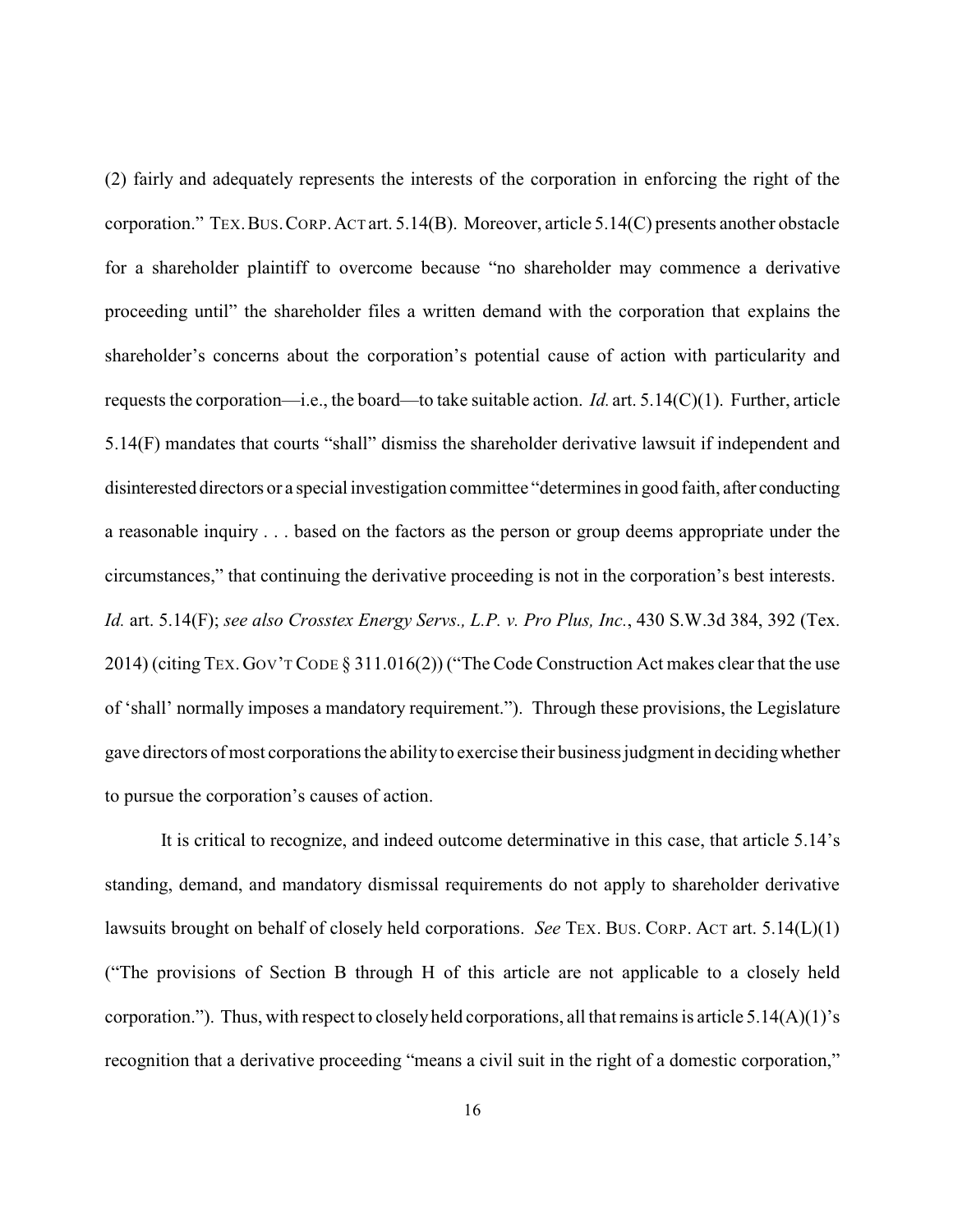(2) fairly and adequately represents the interests of the corporation in enforcing the right of the corporation." TEX. BUS. CORP. ACT art. 5.14(B). Moreover, article 5.14(C) presents another obstacle for a shareholder plaintiff to overcome because "no shareholder may commence a derivative proceeding until" the shareholder files a written demand with the corporation that explains the shareholder's concerns about the corporation's potential cause of action with particularity and requests the corporation—i.e., the board—to take suitable action. *Id.* art. 5.14(C)(1). Further, article 5.14(F) mandates that courts "shall" dismiss the shareholder derivative lawsuit if independent and disinterested directors or a special investigation committee "determines in good faith, after conducting a reasonable inquiry . . . based on the factors as the person or group deems appropriate under the circumstances," that continuing the derivative proceeding is not in the corporation's best interests. *Id.* art. 5.14(F); *see also Crosstex Energy Servs., L.P. v. Pro Plus, Inc.*, 430 S.W.3d 384, 392 (Tex. 2014) (citing TEX. GOV'T CODE § 311.016(2)) ("The Code Construction Act makes clear that the use of 'shall' normally imposes a mandatory requirement."). Through these provisions, the Legislature gave directors of most corporations the ability to exercise their business judgment in deciding whether to pursue the corporation's causes of action.

It is critical to recognize, and indeed outcome determinative in this case, that article 5.14's standing, demand, and mandatory dismissal requirements do not apply to shareholder derivative lawsuits brought on behalf of closely held corporations. *See* TEX. BUS. CORP. ACT art. 5.14(L)(1) ("The provisions of Section B through H of this article are not applicable to a closely held corporation."). Thus, with respect to closely held corporations, all that remains is article 5.14(A)(1)'s recognition that a derivative proceeding "means a civil suit in the right of a domestic corporation,"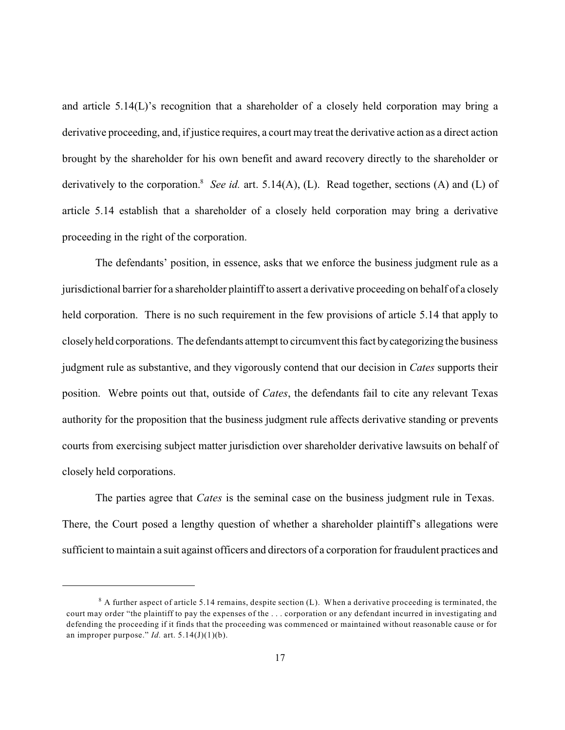and article 5.14(L)'s recognition that a shareholder of a closely held corporation may bring a derivative proceeding, and, if justice requires, a court may treat the derivative action as a direct action brought by the shareholder for his own benefit and award recovery directly to the shareholder or derivatively to the corporation.[8] *See id.* art. 5.14(A), (L). Read together, sections (A) and (L) of article 5.14 establish that a shareholder of a closely held corporation may bring a derivative proceeding in the right of the corporation.

The defendants' position, in essence, asks that we enforce the business judgment rule as a jurisdictional barrier for a shareholder plaintiff to assert a derivative proceeding on behalf of a closely held corporation. There is no such requirement in the few provisions of article 5.14 that apply to closely held corporations. The defendants attempt to circumvent this fact by categorizing the business judgment rule as substantive, and they vigorously contend that our decision in *Cates* supports their position. Webre points out that, outside of *Cates*, the defendants fail to cite any relevant Texas authority for the proposition that the business judgment rule affects derivative standing or prevents courts from exercising subject matter jurisdiction over shareholder derivative lawsuits on behalf of closely held corporations.

The parties agree that *Cates* is the seminal case on the business judgment rule in Texas. There, the Court posed a lengthy question of whether a shareholder plaintiff's allegations were sufficient to maintain a suit against officers and directors of a corporation for fraudulent practices and

[8] A further aspect of article 5.14 remains, despite section (L). When a derivative proceeding is terminated, the court may order "the plaintiff to pay the expenses of the . . . corporation or any defendant incurred in investigating and defending the proceeding if it finds that the proceeding was commenced or maintained without reasonable cause or for an improper purpose." *Id.* art. 5.14(J)(1)(b).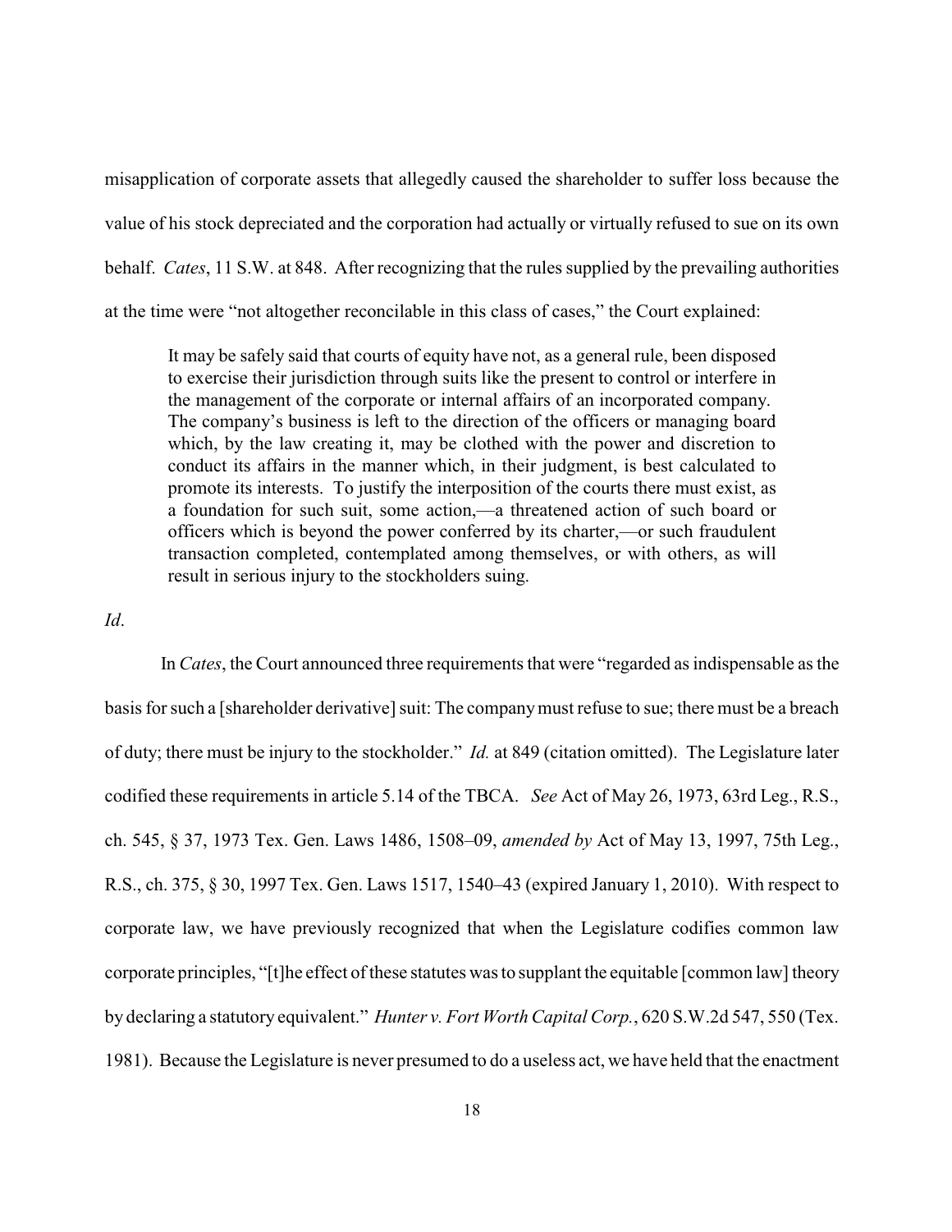misapplication of corporate assets that allegedly caused the shareholder to suffer loss because the value of his stock depreciated and the corporation had actually or virtually refused to sue on its own behalf. *Cates*, 11 S.W. at 848. After recognizing that the rules supplied by the prevailing authorities at the time were "not altogether reconcilable in this class of cases," the Court explained:

> It may be safely said that courts of equity have not, as a general rule, been disposed to exercise their jurisdiction through suits like the present to control or interfere in the management of the corporate or internal affairs of an incorporated company. The company's business is left to the direction of the officers or managing board which, by the law creating it, may be clothed with the power and discretion to conduct its affairs in the manner which, in their judgment, is best calculated to promote its interests. To justify the interposition of the courts there must exist, as a foundation for such suit, some action,—a threatened action of such board or officers which is beyond the power conferred by its charter,—or such fraudulent transaction completed, contemplated among themselves, or with others, as will result in serious injury to the stockholders suing.

*Id*.

In *Cates*, the Court announced three requirements that were "regarded as indispensable as the basis for such a [shareholder derivative] suit: The company must refuse to sue; there must be a breach of duty; there must be injury to the stockholder." *Id.* at 849 (citation omitted). The Legislature later codified these requirements in article 5.14 of the TBCA. *See* Act of May 26, 1973, 63rd Leg., R.S., ch. 545, § 37, 1973 Tex. Gen. Laws 1486, 1508–09, *amended by* Act of May 13, 1997, 75th Leg., R.S., ch. 375, § 30, 1997 Tex. Gen. Laws 1517, 1540–43 (expired January 1, 2010). With respect to corporate law, we have previously recognized that when the Legislature codifies common law corporate principles, "[t]he effect of these statutes was to supplant the equitable [common law] theory by declaring a statutory equivalent." *Hunter v. Fort Worth Capital Corp.*, 620 S.W.2d 547, 550 (Tex. 1981). Because the Legislature is never presumed to do a useless act, we have held that the enactment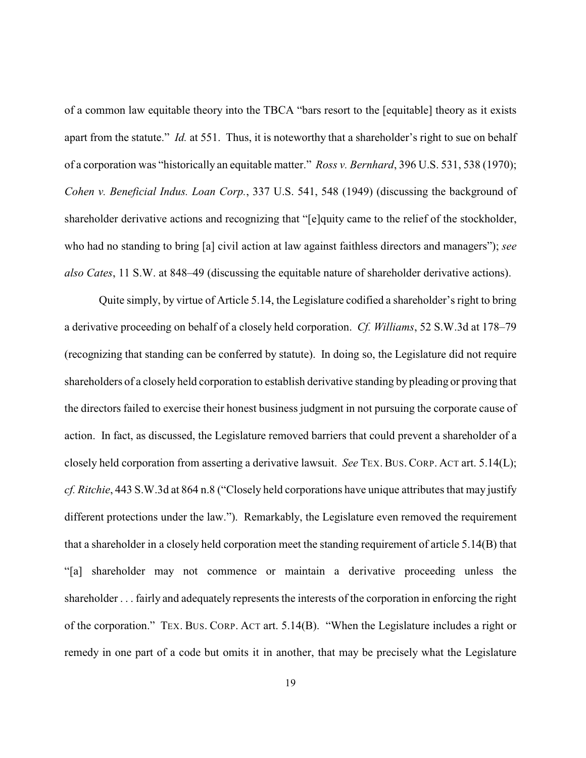of a common law equitable theory into the TBCA "bars resort to the [equitable] theory as it exists apart from the statute." *Id.* at 551. Thus, it is noteworthy that a shareholder's right to sue on behalf of a corporation was "historically an equitable matter." *Ross v. Bernhard*, 396 U.S. 531, 538 (1970); *Cohen v. Beneficial Indus. Loan Corp.*, 337 U.S. 541, 548 (1949) (discussing the background of shareholder derivative actions and recognizing that "[e]quity came to the relief of the stockholder, who had no standing to bring [a] civil action at law against faithless directors and managers"); *see also Cates*, 11 S.W. at 848–49 (discussing the equitable nature of shareholder derivative actions).

Quite simply, by virtue of Article 5.14, the Legislature codified a shareholder's right to bring a derivative proceeding on behalf of a closely held corporation. *Cf. Williams*, 52 S.W.3d at 178–79 (recognizing that standing can be conferred by statute). In doing so, the Legislature did not require shareholders of a closely held corporation to establish derivative standing by pleading or proving that the directors failed to exercise their honest business judgment in not pursuing the corporate cause of action. In fact, as discussed, the Legislature removed barriers that could prevent a shareholder of a closely held corporation from asserting a derivative lawsuit. *See* TEX. BUS. CORP. ACT art. 5.14(L); *cf. Ritchie*, 443 S.W.3d at 864 n.8 ("Closely held corporations have unique attributes that may justify different protections under the law."). Remarkably, the Legislature even removed the requirement that a shareholder in a closely held corporation meet the standing requirement of article 5.14(B) that "[a] shareholder may not commence or maintain a derivative proceeding unless the shareholder . . . fairly and adequately represents the interests of the corporation in enforcing the right of the corporation." TEX. BUS. CORP. ACT art. 5.14(B). "When the Legislature includes a right or remedy in one part of a code but omits it in another, that may be precisely what the Legislature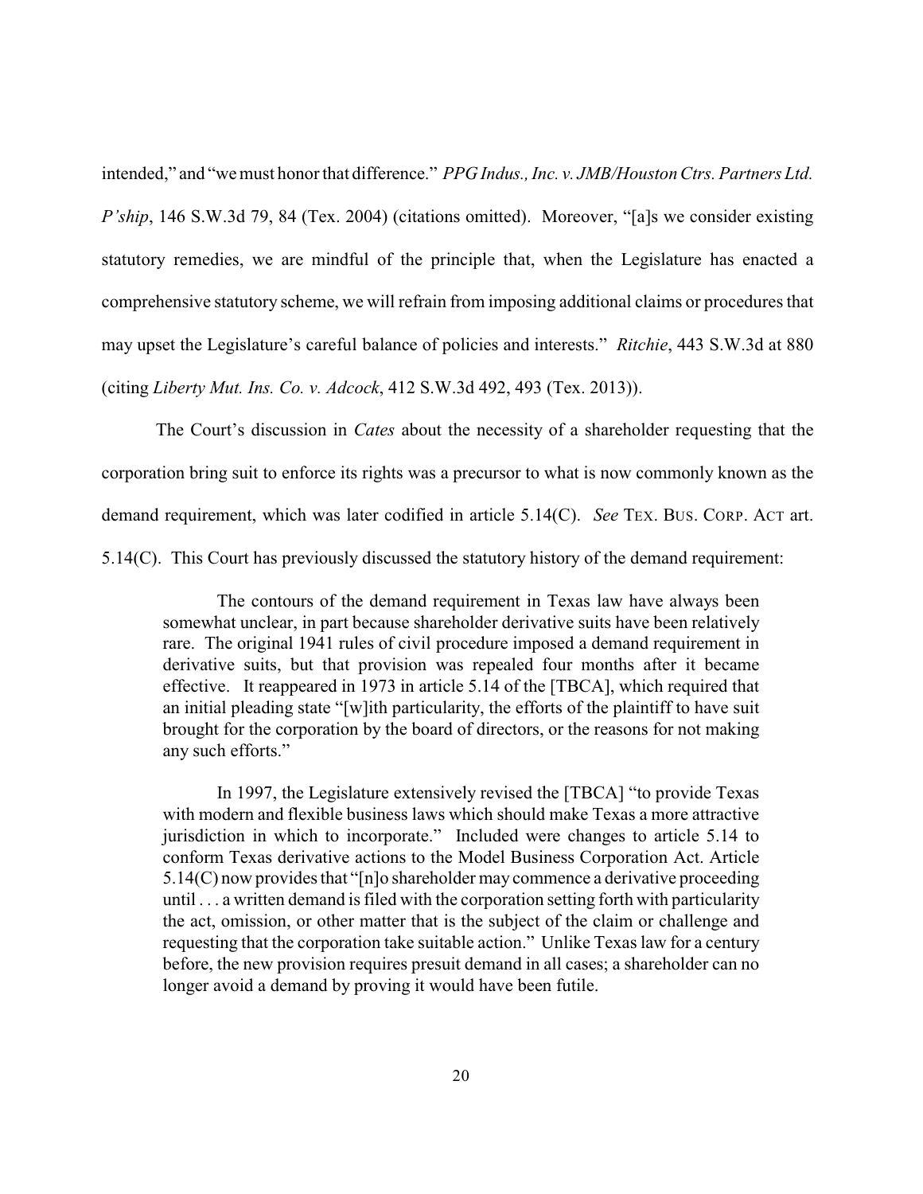intended," and "we must honor that difference." *PPG Indus., Inc. v. JMB/Houston Ctrs. Partners Ltd. P'ship*, 146 S.W.3d 79, 84 (Tex. 2004) (citations omitted). Moreover, "[a]s we consider existing statutory remedies, we are mindful of the principle that, when the Legislature has enacted a comprehensive statutory scheme, we will refrain from imposing additional claims or procedures that may upset the Legislature's careful balance of policies and interests." *Ritchie*, 443 S.W.3d at 880 (citing *Liberty Mut. Ins. Co. v. Adcock*, 412 S.W.3d 492, 493 (Tex. 2013)).

The Court's discussion in *Cates* about the necessity of a shareholder requesting that the corporation bring suit to enforce its rights was a precursor to what is now commonly known as the demand requirement, which was later codified in article 5.14(C). *See* TEX. BUS. CORP. ACT art. 5.14(C). This Court has previously discussed the statutory history of the demand requirement:

> The contours of the demand requirement in Texas law have always been somewhat unclear, in part because shareholder derivative suits have been relatively rare. The original 1941 rules of civil procedure imposed a demand requirement in derivative suits, but that provision was repealed four months after it became effective. It reappeared in 1973 in article 5.14 of the [TBCA], which required that an initial pleading state "[w]ith particularity, the efforts of the plaintiff to have suit brought for the corporation by the board of directors, or the reasons for not making any such efforts."
>
> In 1997, the Legislature extensively revised the [TBCA] "to provide Texas with modern and flexible business laws which should make Texas a more attractive jurisdiction in which to incorporate." Included were changes to article 5.14 to conform Texas derivative actions to the Model Business Corporation Act. Article 5.14(C) now provides that "[n]o shareholder may commence a derivative proceeding until . . . a written demand is filed with the corporation setting forth with particularity the act, omission, or other matter that is the subject of the claim or challenge and requesting that the corporation take suitable action." Unlike Texas law for a century before, the new provision requires presuit demand in all cases; a shareholder can no longer avoid a demand by proving it would have been futile.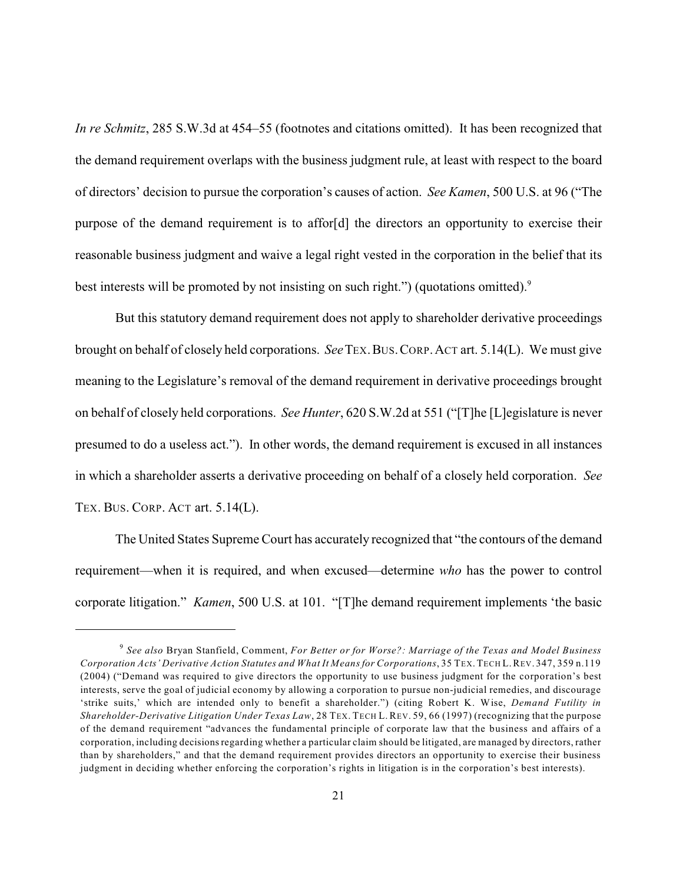*In re Schmitz*, 285 S.W.3d at 454–55 (footnotes and citations omitted). It has been recognized that the demand requirement overlaps with the business judgment rule, at least with respect to the board of directors' decision to pursue the corporation's causes of action. *See Kamen*, 500 U.S. at 96 ("The purpose of the demand requirement is to affor[d] the directors an opportunity to exercise their reasonable business judgment and waive a legal right vested in the corporation in the belief that its best interests will be promoted by not insisting on such right.") (quotations omitted).[9]

But this statutory demand requirement does not apply to shareholder derivative proceedings brought on behalf of closely held corporations. *See* TEX. BUS. CORP. ACT art. 5.14(L). We must give meaning to the Legislature's removal of the demand requirement in derivative proceedings brought on behalf of closely held corporations. *See Hunter*, 620 S.W.2d at 551 ("[T]he [L]egislature is never presumed to do a useless act."). In other words, the demand requirement is excused in all instances in which a shareholder asserts a derivative proceeding on behalf of a closely held corporation. *See* TEX. BUS. CORP. ACT art. 5.14(L).

The United States Supreme Court has accurately recognized that "the contours of the demand requirement—when it is required, and when excused—determine *who* has the power to control corporate litigation." *Kamen*, 500 U.S. at 101. "[T]he demand requirement implements 'the basic

---

[9] *See also* Bryan Stanfield, Comment, *For Better or for Worse?: Marriage of the Texas and Model Business Corporation Acts' Derivative Action Statutes and What It Means for Corporations*, 35 TEX. TECH L. REV. 347, 359 n.119 (2004) ("Demand was required to give directors the opportunity to use business judgment for the corporation's best interests, serve the goal of judicial economy by allowing a corporation to pursue non-judicial remedies, and discourage 'strike suits,' which are intended only to benefit a shareholder.") (citing Robert K. Wise, *Demand Futility in Shareholder-Derivative Litigation Under Texas Law*, 28 TEX. TECH L. REV. 59, 66 (1997) (recognizing that the purpose of the demand requirement "advances the fundamental principle of corporate law that the business and affairs of a corporation, including decisions regarding whether a particular claim should be litigated, are managed by directors, rather than by shareholders," and that the demand requirement provides directors an opportunity to exercise their business judgment in deciding whether enforcing the corporation's rights in litigation is in the corporation's best interests).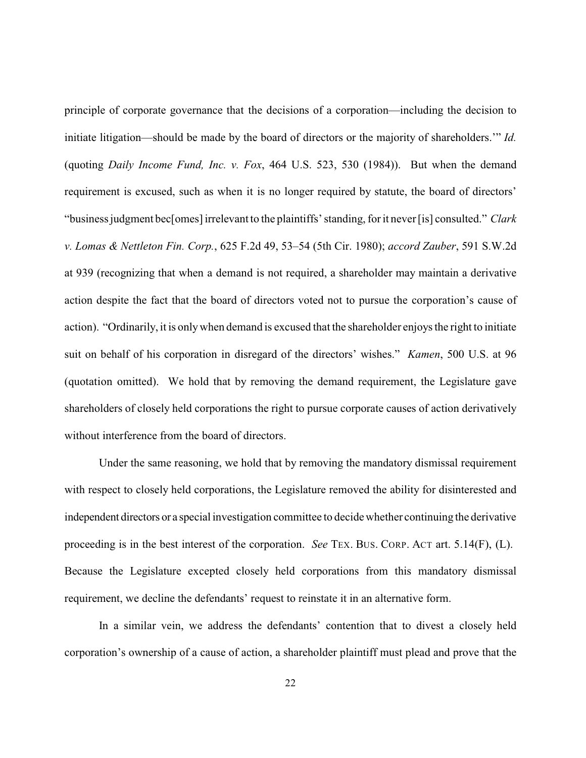principle of corporate governance that the decisions of a corporation—including the decision to initiate litigation—should be made by the board of directors or the majority of shareholders.'" *Id.* (quoting *Daily Income Fund, Inc. v. Fox*, 464 U.S. 523, 530 (1984)). But when the demand requirement is excused, such as when it is no longer required by statute, the board of directors' "business judgment bec[omes] irrelevant to the plaintiffs' standing, for it never [is] consulted." *Clark v. Lomas & Nettleton Fin. Corp.*, 625 F.2d 49, 53–54 (5th Cir. 1980); *accord Zauber*, 591 S.W.2d at 939 (recognizing that when a demand is not required, a shareholder may maintain a derivative action despite the fact that the board of directors voted not to pursue the corporation's cause of action). "Ordinarily, it is only when demand is excused that the shareholder enjoys the right to initiate suit on behalf of his corporation in disregard of the directors' wishes." *Kamen*, 500 U.S. at 96 (quotation omitted). We hold that by removing the demand requirement, the Legislature gave shareholders of closely held corporations the right to pursue corporate causes of action derivatively without interference from the board of directors.

Under the same reasoning, we hold that by removing the mandatory dismissal requirement with respect to closely held corporations, the Legislature removed the ability for disinterested and independent directors or a special investigation committee to decide whether continuing the derivative proceeding is in the best interest of the corporation. *See* TEX. BUS. CORP. ACT art. 5.14(F), (L). Because the Legislature excepted closely held corporations from this mandatory dismissal requirement, we decline the defendants' request to reinstate it in an alternative form.

In a similar vein, we address the defendants' contention that to divest a closely held corporation's ownership of a cause of action, a shareholder plaintiff must plead and prove that the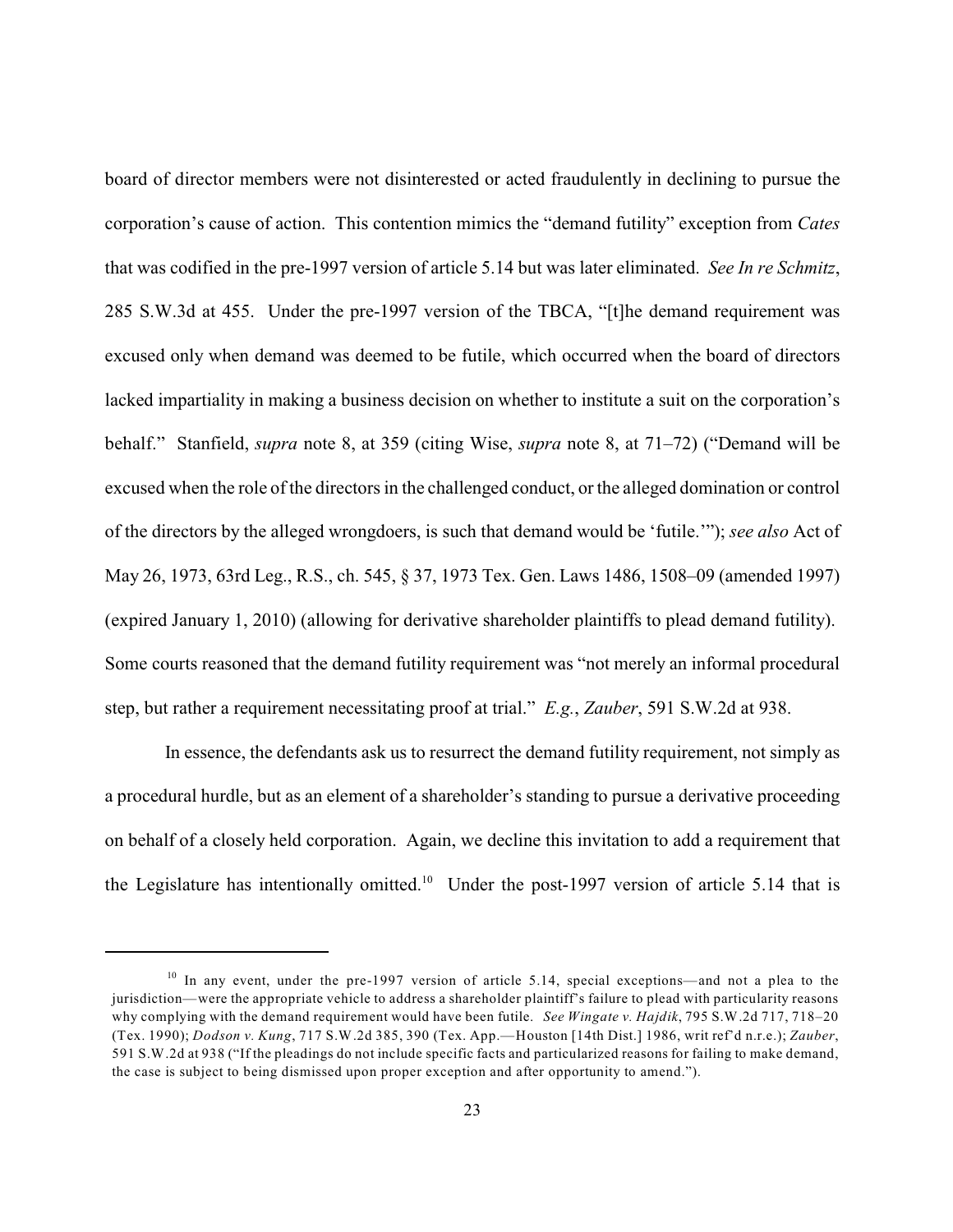board of director members were not disinterested or acted fraudulently in declining to pursue the corporation's cause of action. This contention mimics the "demand futility" exception from *Cates* that was codified in the pre-1997 version of article 5.14 but was later eliminated. *See In re Schmitz*, 285 S.W.3d at 455. Under the pre-1997 version of the TBCA, "[t]he demand requirement was excused only when demand was deemed to be futile, which occurred when the board of directors lacked impartiality in making a business decision on whether to institute a suit on the corporation's behalf." Stanfield, *supra* note 8, at 359 (citing Wise, *supra* note 8, at 71–72) ("Demand will be excused when the role of the directors in the challenged conduct, or the alleged domination or control of the directors by the alleged wrongdoers, is such that demand would be 'futile.'"); *see also* Act of May 26, 1973, 63rd Leg., R.S., ch. 545, § 37, 1973 Tex. Gen. Laws 1486, 1508–09 (amended 1997) (expired January 1, 2010) (allowing for derivative shareholder plaintiffs to plead demand futility). Some courts reasoned that the demand futility requirement was "not merely an informal procedural step, but rather a requirement necessitating proof at trial." *E.g.*, *Zauber*, 591 S.W.2d at 938.

In essence, the defendants ask us to resurrect the demand futility requirement, not simply as a procedural hurdle, but as an element of a shareholder's standing to pursue a derivative proceeding on behalf of a closely held corporation. Again, we decline this invitation to add a requirement that the Legislature has intentionally omitted.[10] Under the post-1997 version of article 5.14 that is

[10] In any event, under the pre-1997 version of article 5.14, special exceptions—and not a plea to the jurisdiction—were the appropriate vehicle to address a shareholder plaintiff's failure to plead with particularity reasons why complying with the demand requirement would have been futile. *See Wingate v. Hajdik*, 795 S.W.2d 717, 718–20 (Tex. 1990); *Dodson v. Kung*, 717 S.W.2d 385, 390 (Tex. App.—Houston [14th Dist.] 1986, writ ref'd n.r.e.); *Zauber*, 591 S.W.2d at 938 ("If the pleadings do not include specific facts and particularized reasons for failing to make demand, the case is subject to being dismissed upon proper exception and after opportunity to amend.").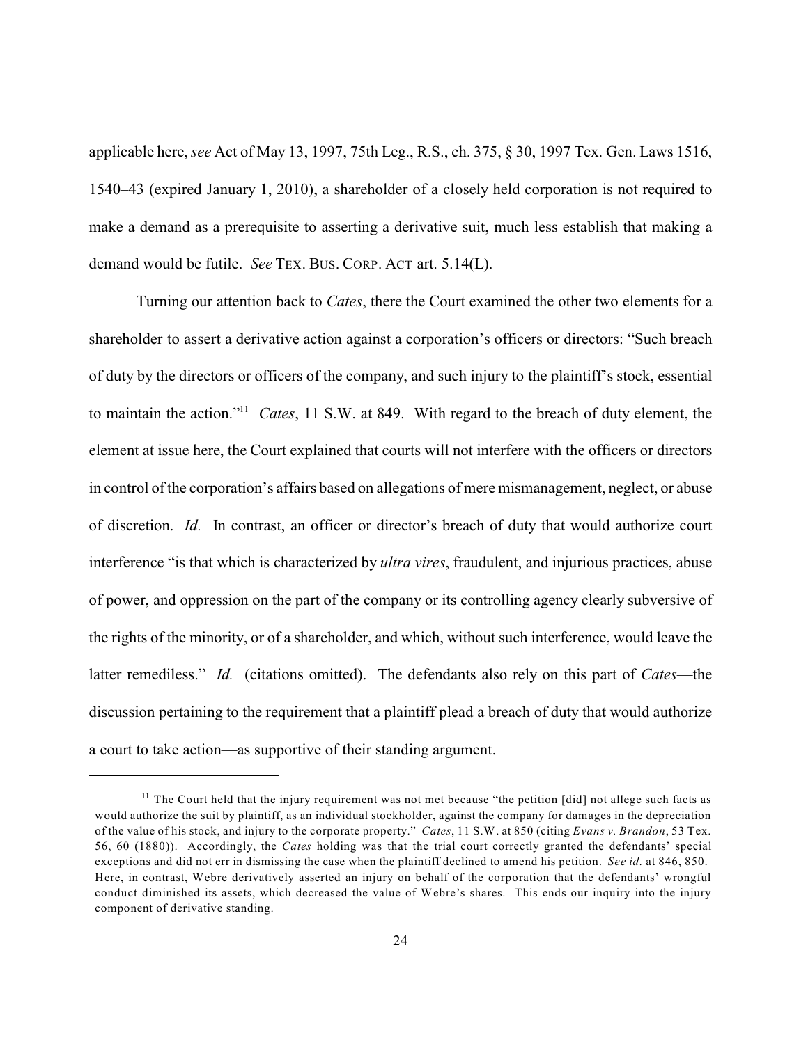applicable here, *see* Act of May 13, 1997, 75th Leg., R.S., ch. 375, § 30, 1997 Tex. Gen. Laws 1516, 1540–43 (expired January 1, 2010), a shareholder of a closely held corporation is not required to make a demand as a prerequisite to asserting a derivative suit, much less establish that making a demand would be futile. *See* TEX. BUS. CORP. ACT art. 5.14(L).

Turning our attention back to *Cates*, there the Court examined the other two elements for a shareholder to assert a derivative action against a corporation's officers or directors: "Such breach of duty by the directors or officers of the company, and such injury to the plaintiff's stock, essential to maintain the action."[11] *Cates*, 11 S.W. at 849. With regard to the breach of duty element, the element at issue here, the Court explained that courts will not interfere with the officers or directors in control of the corporation's affairs based on allegations of mere mismanagement, neglect, or abuse of discretion. *Id.* In contrast, an officer or director's breach of duty that would authorize court interference "is that which is characterized by *ultra vires*, fraudulent, and injurious practices, abuse of power, and oppression on the part of the company or its controlling agency clearly subversive of the rights of the minority, or of a shareholder, and which, without such interference, would leave the latter remediless." *Id.* (citations omitted). The defendants also rely on this part of *Cates*—the discussion pertaining to the requirement that a plaintiff plead a breach of duty that would authorize a court to take action—as supportive of their standing argument.

---

[11] The Court held that the injury requirement was not met because "the petition [did] not allege such facts as would authorize the suit by plaintiff, as an individual stockholder, against the company for damages in the depreciation of the value of his stock, and injury to the corporate property." *Cates*, 11 S.W. at 850 (citing *Evans v. Brandon*, 53 Tex. 56, 60 (1880)). Accordingly, the *Cates* holding was that the trial court correctly granted the defendants' special exceptions and did not err in dismissing the case when the plaintiff declined to amend his petition. *See id.* at 846, 850. Here, in contrast, Webre derivatively asserted an injury on behalf of the corporation that the defendants' wrongful conduct diminished its assets, which decreased the value of Webre's shares. This ends our inquiry into the injury component of derivative standing.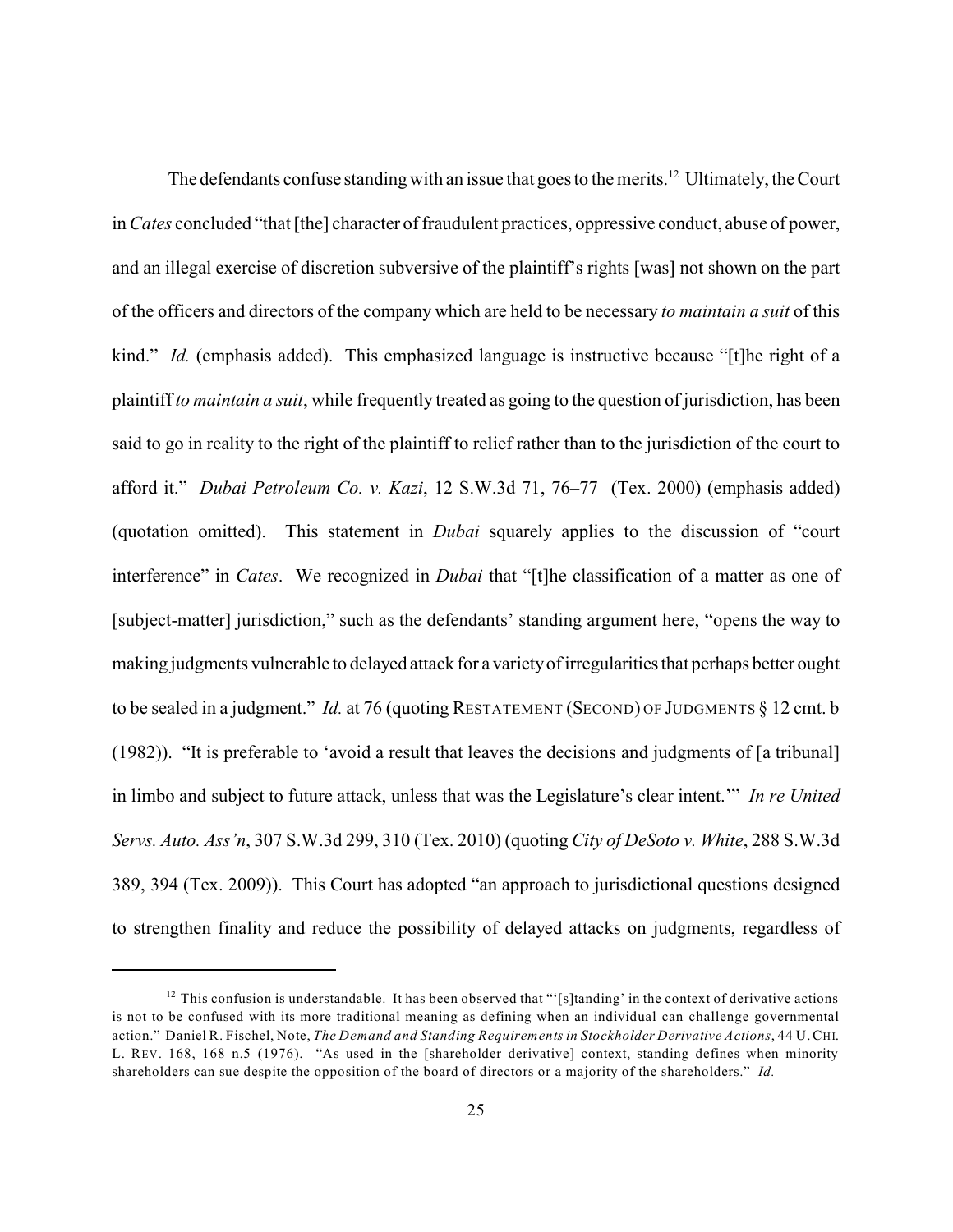The defendants confuse standing with an issue that goes to the merits.[12] Ultimately, the Court in *Cates* concluded "that [the] character of fraudulent practices, oppressive conduct, abuse of power, and an illegal exercise of discretion subversive of the plaintiff's rights [was] not shown on the part of the officers and directors of the company which are held to be necessary *to maintain a suit* of this kind." *Id.* (emphasis added). This emphasized language is instructive because "[t]he right of a plaintiff *to maintain a suit*, while frequently treated as going to the question of jurisdiction, has been said to go in reality to the right of the plaintiff to relief rather than to the jurisdiction of the court to afford it." *Dubai Petroleum Co. v. Kazi*, 12 S.W.3d 71, 76–77 (Tex. 2000) (emphasis added) (quotation omitted). This statement in *Dubai* squarely applies to the discussion of "court interference" in *Cates*. We recognized in *Dubai* that "[t]he classification of a matter as one of [subject-matter] jurisdiction," such as the defendants' standing argument here, "opens the way to making judgments vulnerable to delayed attack for a variety of irregularities that perhaps better ought to be sealed in a judgment." *Id.* at 76 (quoting RESTATEMENT (SECOND) OF JUDGMENTS § 12 cmt. b (1982)). "It is preferable to 'avoid a result that leaves the decisions and judgments of [a tribunal] in limbo and subject to future attack, unless that was the Legislature's clear intent.'" *In re United Servs. Auto. Ass'n*, 307 S.W.3d 299, 310 (Tex. 2010) (quoting *City of DeSoto v. White*, 288 S.W.3d 389, 394 (Tex. 2009)). This Court has adopted "an approach to jurisdictional questions designed to strengthen finality and reduce the possibility of delayed attacks on judgments, regardless of

---

[12] This confusion is understandable. It has been observed that "'[s]tanding' in the context of derivative actions is not to be confused with its more traditional meaning as defining when an individual can challenge governmental action." Daniel R. Fischel, Note, *The Demand and Standing Requirements in Stockholder Derivative Actions*, 44 U. CHI. L. REV. 168, 168 n.5 (1976). "As used in the [shareholder derivative] context, standing defines when minority shareholders can sue despite the opposition of the board of directors or a majority of the shareholders." *Id.*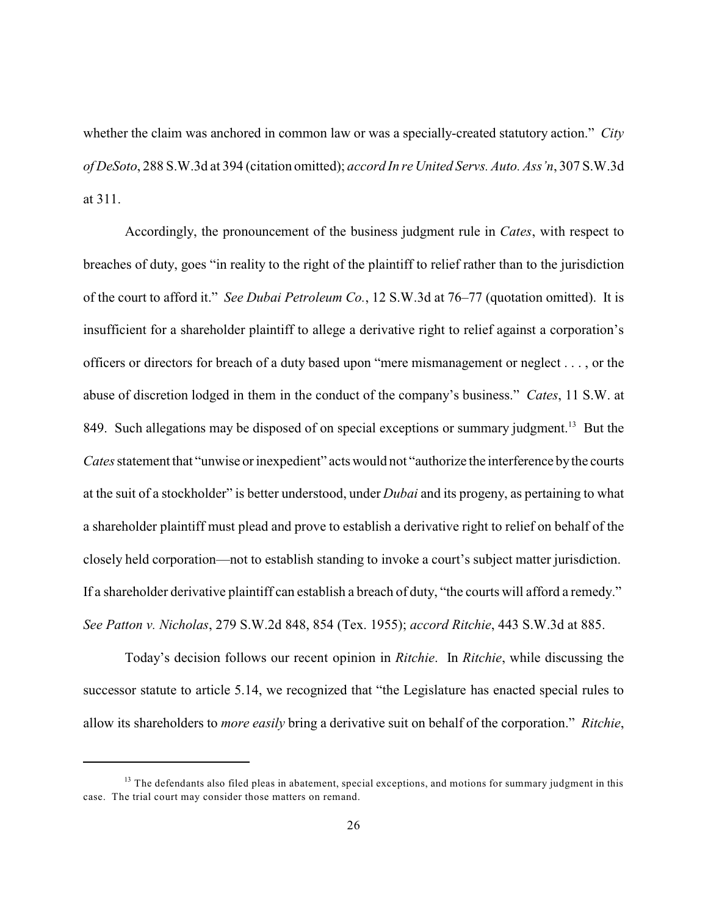whether the claim was anchored in common law or was a specially-created statutory action." *City of DeSoto*, 288 S.W.3d at 394 (citation omitted); *accord In re United Servs. Auto. Ass'n*, 307 S.W.3d at 311.

Accordingly, the pronouncement of the business judgment rule in *Cates*, with respect to breaches of duty, goes "in reality to the right of the plaintiff to relief rather than to the jurisdiction of the court to afford it." *See Dubai Petroleum Co.*, 12 S.W.3d at 76–77 (quotation omitted). It is insufficient for a shareholder plaintiff to allege a derivative right to relief against a corporation's officers or directors for breach of a duty based upon "mere mismanagement or neglect . . . , or the abuse of discretion lodged in them in the conduct of the company's business." *Cates*, 11 S.W. at 849. Such allegations may be disposed of on special exceptions or summary judgment.[13] But the *Cates* statement that "unwise or inexpedient" acts would not "authorize the interference by the courts at the suit of a stockholder" is better understood, under *Dubai* and its progeny, as pertaining to what a shareholder plaintiff must plead and prove to establish a derivative right to relief on behalf of the closely held corporation—not to establish standing to invoke a court's subject matter jurisdiction. If a shareholder derivative plaintiff can establish a breach of duty, "the courts will afford a remedy." *See Patton v. Nicholas*, 279 S.W.2d 848, 854 (Tex. 1955); *accord Ritchie*, 443 S.W.3d at 885.

Today's decision follows our recent opinion in *Ritchie*. In *Ritchie*, while discussing the successor statute to article 5.14, we recognized that "the Legislature has enacted special rules to allow its shareholders to *more easily* bring a derivative suit on behalf of the corporation." *Ritchie*,

[13] The defendants also filed pleas in abatement, special exceptions, and motions for summary judgment in this case. The trial court may consider those matters on remand.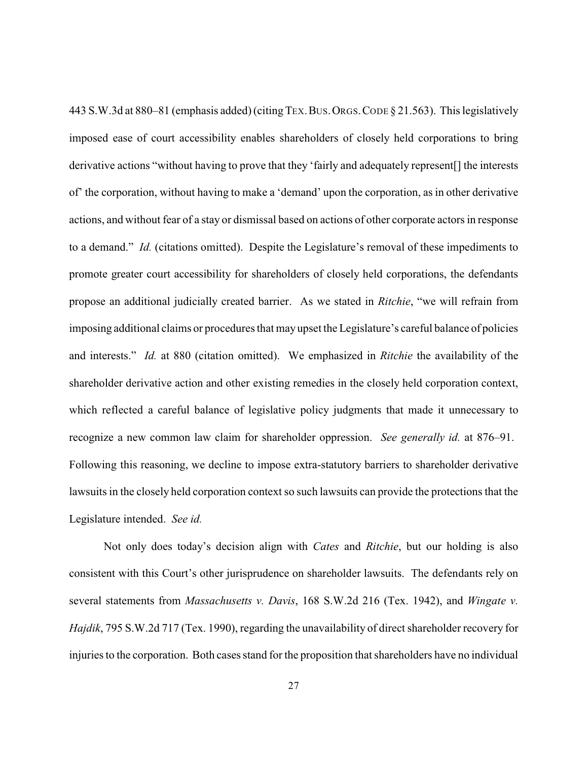443 S.W.3d at 880–81 (emphasis added) (citing TEX. BUS. ORGS. CODE § 21.563). This legislatively imposed ease of court accessibility enables shareholders of closely held corporations to bring derivative actions "without having to prove that they 'fairly and adequately represent[] the interests of' the corporation, without having to make a 'demand' upon the corporation, as in other derivative actions, and without fear of a stay or dismissal based on actions of other corporate actors in response to a demand." *Id.* (citations omitted). Despite the Legislature's removal of these impediments to promote greater court accessibility for shareholders of closely held corporations, the defendants propose an additional judicially created barrier. As we stated in *Ritchie*, "we will refrain from imposing additional claims or procedures that may upset the Legislature's careful balance of policies and interests." *Id.* at 880 (citation omitted). We emphasized in *Ritchie* the availability of the shareholder derivative action and other existing remedies in the closely held corporation context, which reflected a careful balance of legislative policy judgments that made it unnecessary to recognize a new common law claim for shareholder oppression. *See generally id.* at 876–91. Following this reasoning, we decline to impose extra-statutory barriers to shareholder derivative lawsuits in the closely held corporation context so such lawsuits can provide the protections that the Legislature intended. *See id.*

Not only does today's decision align with *Cates* and *Ritchie*, but our holding is also consistent with this Court's other jurisprudence on shareholder lawsuits. The defendants rely on several statements from *Massachusetts v. Davis*, 168 S.W.2d 216 (Tex. 1942), and *Wingate v. Hajdik*, 795 S.W.2d 717 (Tex. 1990), regarding the unavailability of direct shareholder recovery for injuries to the corporation. Both cases stand for the proposition that shareholders have no individual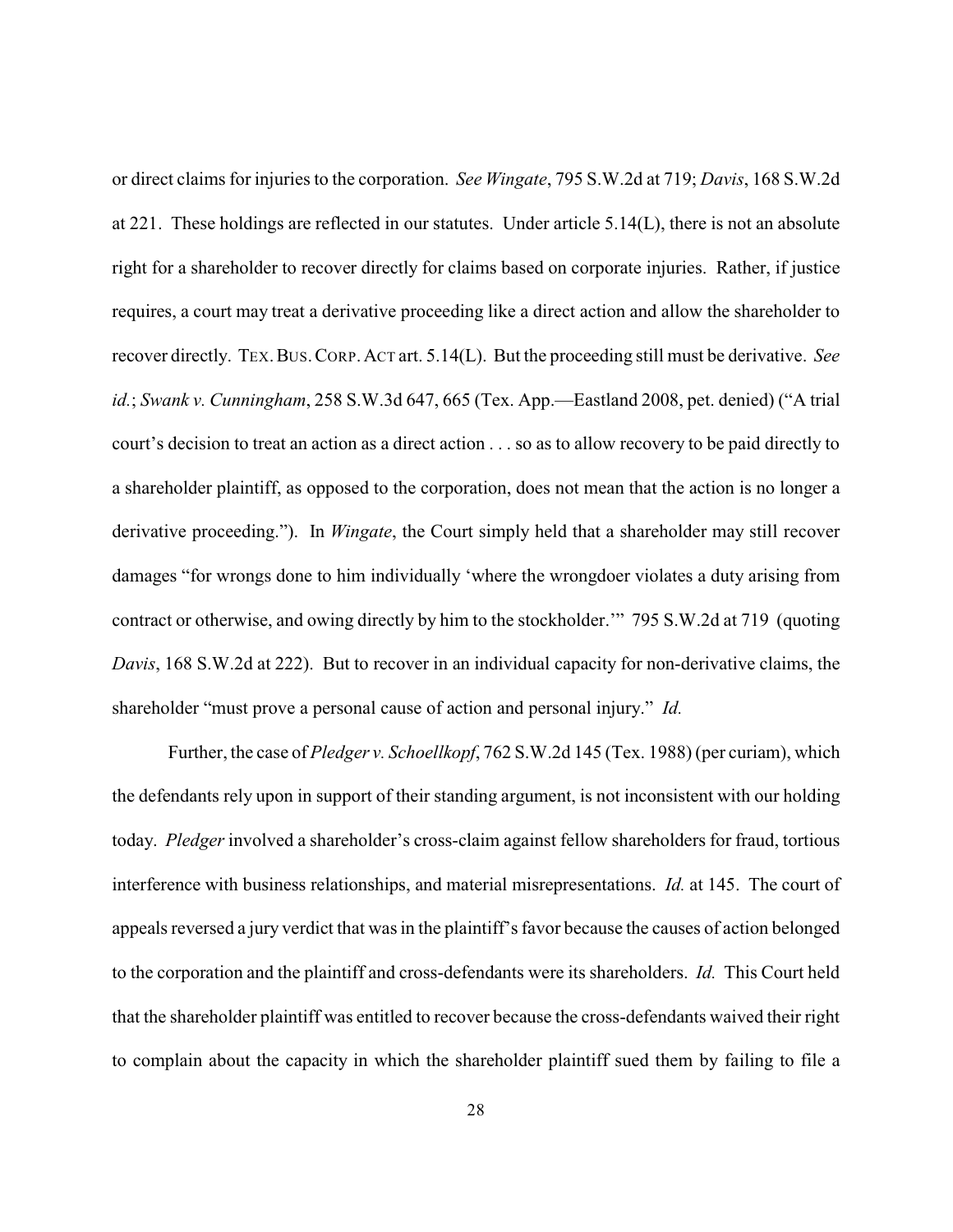or direct claims for injuries to the corporation. *See Wingate*, 795 S.W.2d at 719; *Davis*, 168 S.W.2d at 221. These holdings are reflected in our statutes. Under article 5.14(L), there is not an absolute right for a shareholder to recover directly for claims based on corporate injuries. Rather, if justice requires, a court may treat a derivative proceeding like a direct action and allow the shareholder to recover directly. TEX. BUS. CORP. ACT art. 5.14(L). But the proceeding still must be derivative. *See id.*; *Swank v. Cunningham*, 258 S.W.3d 647, 665 (Tex. App.—Eastland 2008, pet. denied) ("A trial court's decision to treat an action as a direct action . . . so as to allow recovery to be paid directly to a shareholder plaintiff, as opposed to the corporation, does not mean that the action is no longer a derivative proceeding."). In *Wingate*, the Court simply held that a shareholder may still recover damages "for wrongs done to him individually 'where the wrongdoer violates a duty arising from contract or otherwise, and owing directly by him to the stockholder.'" 795 S.W.2d at 719 (quoting *Davis*, 168 S.W.2d at 222). But to recover in an individual capacity for non-derivative claims, the shareholder "must prove a personal cause of action and personal injury." *Id.*

Further, the case of *Pledger v. Schoellkopf*, 762 S.W.2d 145 (Tex. 1988) (per curiam), which the defendants rely upon in support of their standing argument, is not inconsistent with our holding today. *Pledger* involved a shareholder's cross-claim against fellow shareholders for fraud, tortious interference with business relationships, and material misrepresentations. *Id.* at 145. The court of appeals reversed a jury verdict that was in the plaintiff's favor because the causes of action belonged to the corporation and the plaintiff and cross-defendants were its shareholders. *Id.* This Court held that the shareholder plaintiff was entitled to recover because the cross-defendants waived their right to complain about the capacity in which the shareholder plaintiff sued them by failing to file a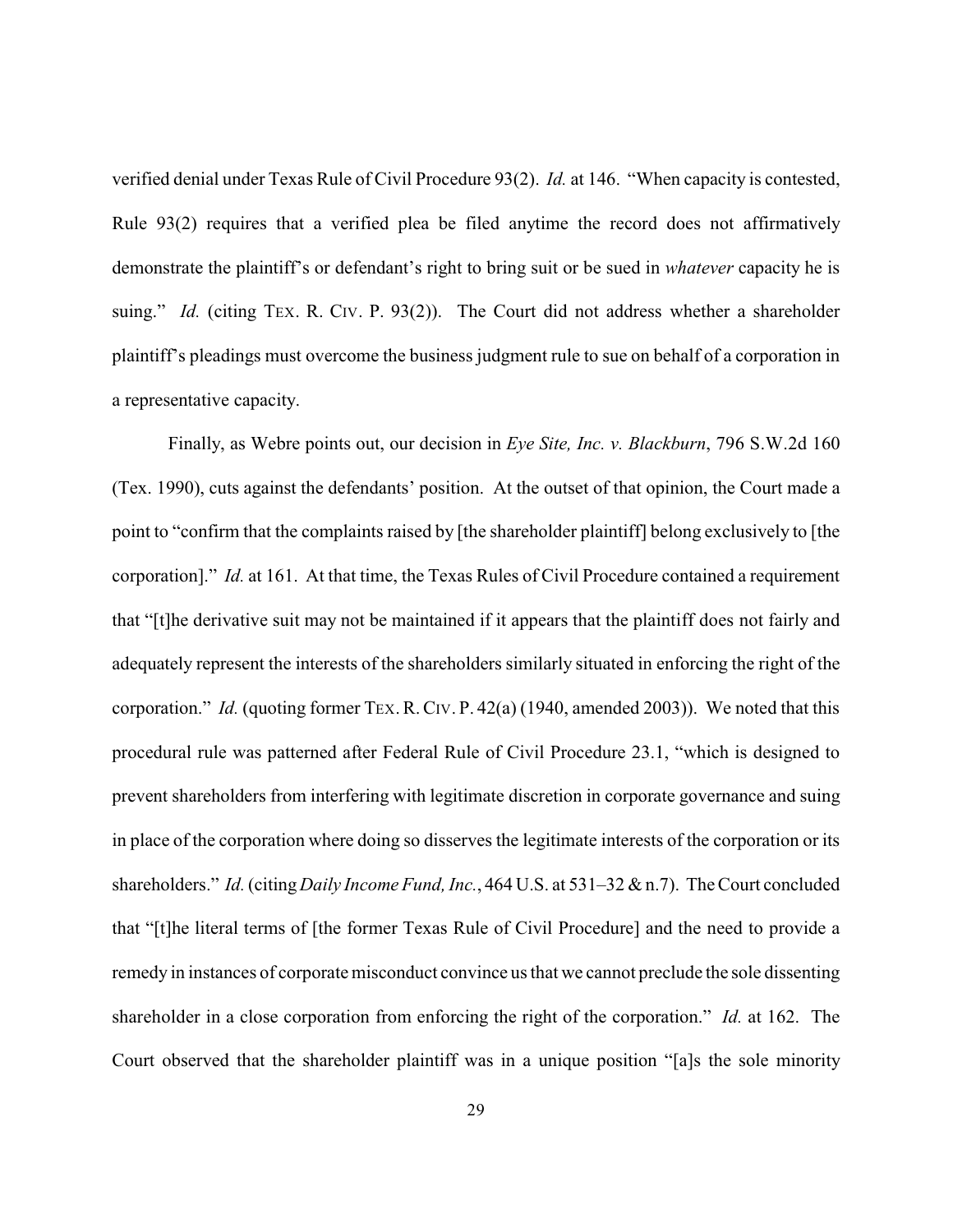verified denial under Texas Rule of Civil Procedure 93(2). *Id.* at 146. "When capacity is contested, Rule 93(2) requires that a verified plea be filed anytime the record does not affirmatively demonstrate the plaintiff's or defendant's right to bring suit or be sued in *whatever* capacity he is suing." *Id.* (citing TEX. R. CIV. P. 93(2)). The Court did not address whether a shareholder plaintiff's pleadings must overcome the business judgment rule to sue on behalf of a corporation in a representative capacity.

Finally, as Webre points out, our decision in *Eye Site, Inc. v. Blackburn*, 796 S.W.2d 160 (Tex. 1990), cuts against the defendants' position. At the outset of that opinion, the Court made a point to "confirm that the complaints raised by [the shareholder plaintiff] belong exclusively to [the corporation]." *Id.* at 161. At that time, the Texas Rules of Civil Procedure contained a requirement that "[t]he derivative suit may not be maintained if it appears that the plaintiff does not fairly and adequately represent the interests of the shareholders similarly situated in enforcing the right of the corporation." *Id.* (quoting former TEX. R. CIV. P. 42(a) (1940, amended 2003)). We noted that this procedural rule was patterned after Federal Rule of Civil Procedure 23.1, "which is designed to prevent shareholders from interfering with legitimate discretion in corporate governance and suing in place of the corporation where doing so disserves the legitimate interests of the corporation or its shareholders." *Id.* (citing *Daily Income Fund, Inc.*, 464 U.S. at 531–32 & n.7). The Court concluded that "[t]he literal terms of [the former Texas Rule of Civil Procedure] and the need to provide a remedy in instances of corporate misconduct convince us that we cannot preclude the sole dissenting shareholder in a close corporation from enforcing the right of the corporation." *Id.* at 162. The Court observed that the shareholder plaintiff was in a unique position "[a]s the sole minority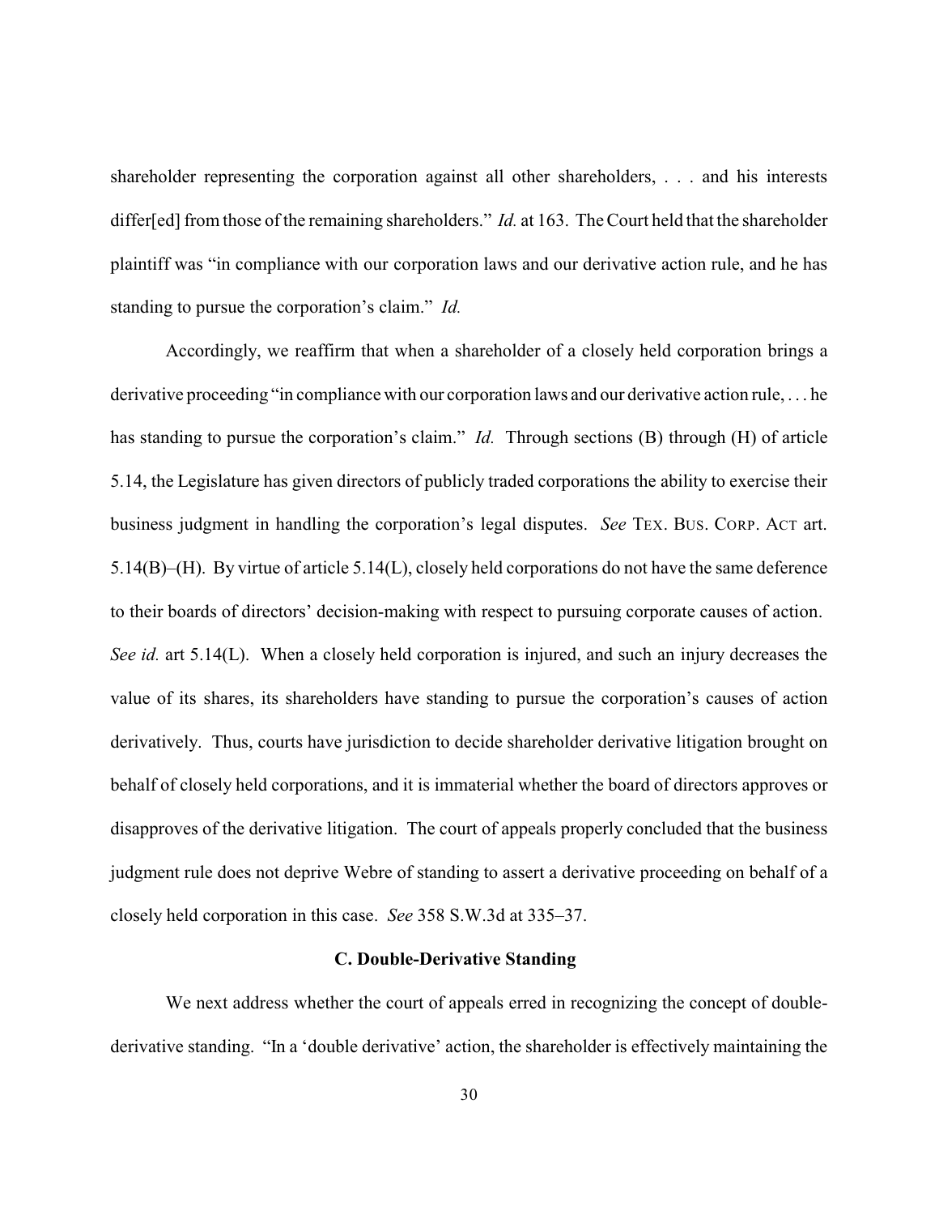shareholder representing the corporation against all other shareholders, . . . and his interests differ[ed] from those of the remaining shareholders." *Id.* at 163. The Court held that the shareholder plaintiff was "in compliance with our corporation laws and our derivative action rule, and he has standing to pursue the corporation's claim." *Id.*

Accordingly, we reaffirm that when a shareholder of a closely held corporation brings a derivative proceeding "in compliance with our corporation laws and our derivative action rule, . . . he has standing to pursue the corporation's claim." *Id.* Through sections (B) through (H) of article 5.14, the Legislature has given directors of publicly traded corporations the ability to exercise their business judgment in handling the corporation's legal disputes. *See* TEX. BUS. CORP. ACT art. 5.14(B)–(H). By virtue of article 5.14(L), closely held corporations do not have the same deference to their boards of directors' decision-making with respect to pursuing corporate causes of action. *See id.* art 5.14(L). When a closely held corporation is injured, and such an injury decreases the value of its shares, its shareholders have standing to pursue the corporation's causes of action derivatively. Thus, courts have jurisdiction to decide shareholder derivative litigation brought on behalf of closely held corporations, and it is immaterial whether the board of directors approves or disapproves of the derivative litigation. The court of appeals properly concluded that the business judgment rule does not deprive Webre of standing to assert a derivative proceeding on behalf of a closely held corporation in this case. *See* 358 S.W.3d at 335–37.

### C. Double-Derivative Standing

We next address whether the court of appeals erred in recognizing the concept of double-derivative standing. "In a 'double derivative' action, the shareholder is effectively maintaining the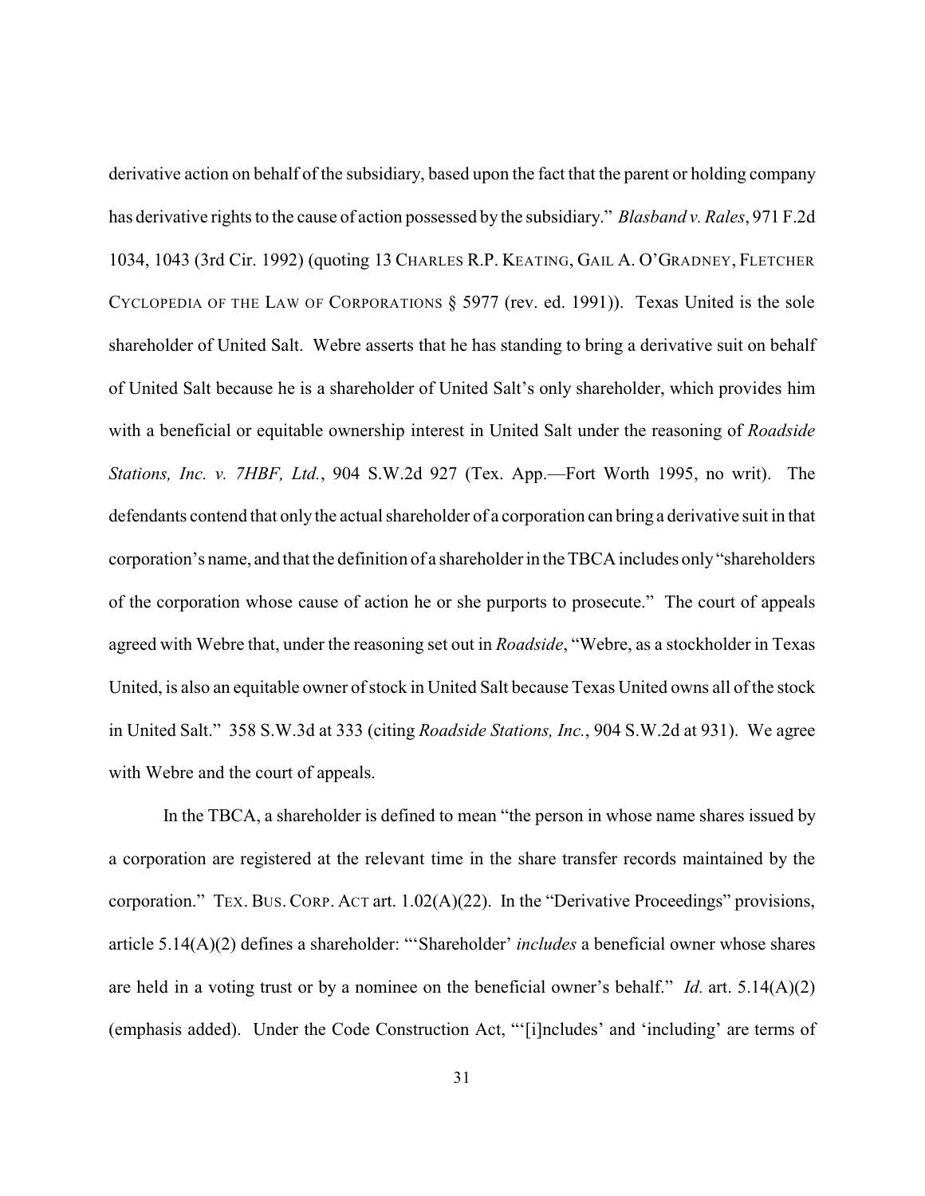derivative action on behalf of the subsidiary, based upon the fact that the parent or holding company has derivative rights to the cause of action possessed by the subsidiary." *Blasband v. Rales*, 971 F.2d 1034, 1043 (3rd Cir. 1992) (quoting 13 CHARLES R.P. KEATING, GAIL A. O'GRADNEY, FLETCHER CYCLOPEDIA OF THE LAW OF CORPORATIONS § 5977 (rev. ed. 1991)). Texas United is the sole shareholder of United Salt. Webre asserts that he has standing to bring a derivative suit on behalf of United Salt because he is a shareholder of United Salt's only shareholder, which provides him with a beneficial or equitable ownership interest in United Salt under the reasoning of *Roadside Stations, Inc. v. 7HBF, Ltd.*, 904 S.W.2d 927 (Tex. App.—Fort Worth 1995, no writ). The defendants contend that only the actual shareholder of a corporation can bring a derivative suit in that corporation's name, and that the definition of a shareholder in the TBCA includes only "shareholders of the corporation whose cause of action he or she purports to prosecute." The court of appeals agreed with Webre that, under the reasoning set out in *Roadside*, "Webre, as a stockholder in Texas United, is also an equitable owner of stock in United Salt because Texas United owns all of the stock in United Salt." 358 S.W.3d at 333 (citing *Roadside Stations, Inc.*, 904 S.W.2d at 931). We agree with Webre and the court of appeals.

In the TBCA, a shareholder is defined to mean "the person in whose name shares issued by a corporation are registered at the relevant time in the share transfer records maintained by the corporation." TEX. BUS. CORP. ACT art. 1.02(A)(22). In the "Derivative Proceedings" provisions, article 5.14(A)(2) defines a shareholder: "'Shareholder' *includes* a beneficial owner whose shares are held in a voting trust or by a nominee on the beneficial owner's behalf." *Id.* art. 5.14(A)(2) (emphasis added). Under the Code Construction Act, "'[i]ncludes' and 'including' are terms of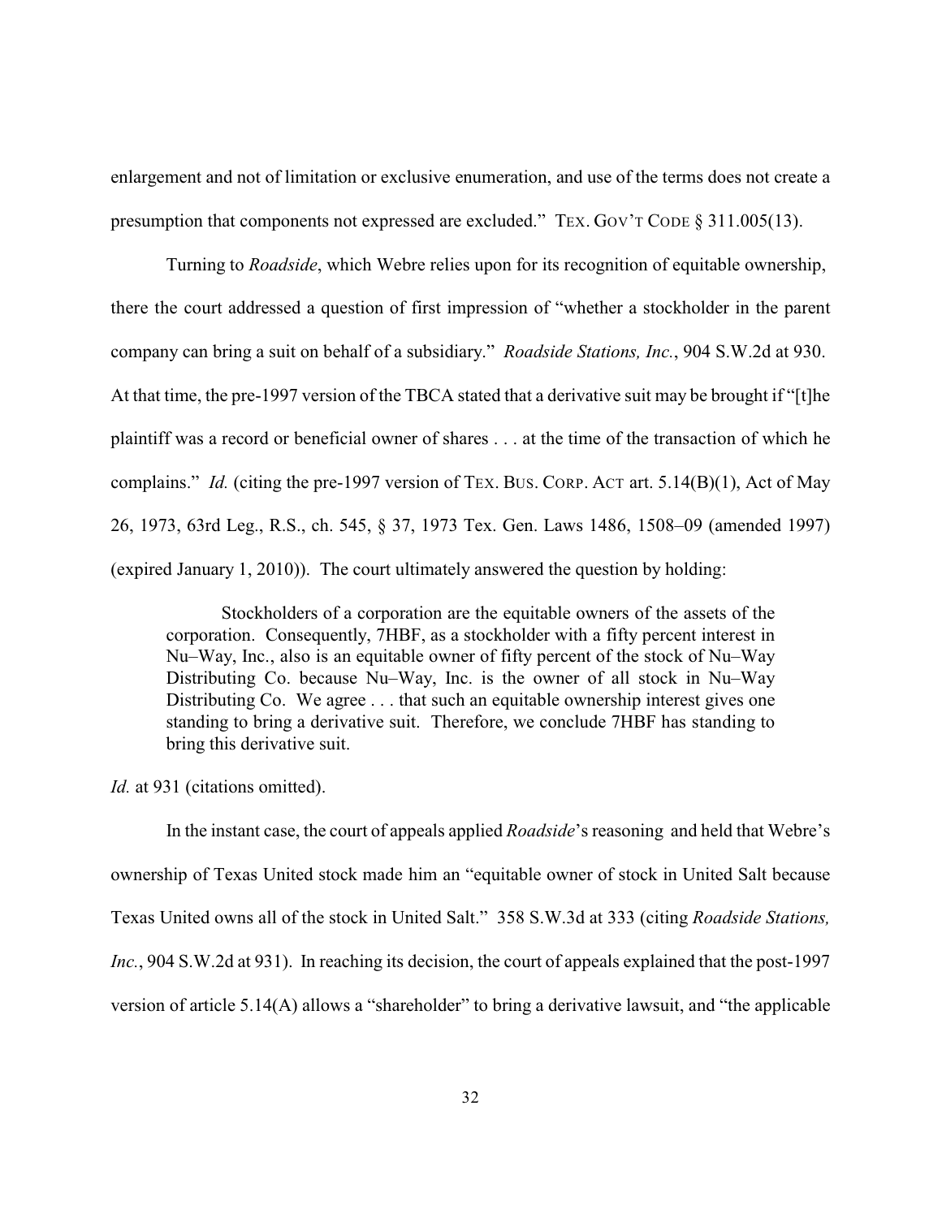enlargement and not of limitation or exclusive enumeration, and use of the terms does not create a presumption that components not expressed are excluded." TEX. GOV'T CODE § 311.005(13).

Turning to *Roadside*, which Webre relies upon for its recognition of equitable ownership, there the court addressed a question of first impression of "whether a stockholder in the parent company can bring a suit on behalf of a subsidiary." *Roadside Stations, Inc.*, 904 S.W.2d at 930. At that time, the pre-1997 version of the TBCA stated that a derivative suit may be brought if "[t]he plaintiff was a record or beneficial owner of shares . . . at the time of the transaction of which he complains." *Id.* (citing the pre-1997 version of TEX. BUS. CORP. ACT art. 5.14(B)(1), Act of May 26, 1973, 63rd Leg., R.S., ch. 545, § 37, 1973 Tex. Gen. Laws 1486, 1508–09 (amended 1997) (expired January 1, 2010)). The court ultimately answered the question by holding:

> Stockholders of a corporation are the equitable owners of the assets of the corporation. Consequently, 7HBF, as a stockholder with a fifty percent interest in Nu–Way, Inc., also is an equitable owner of fifty percent of the stock of Nu–Way Distributing Co. because Nu–Way, Inc. is the owner of all stock in Nu–Way Distributing Co. We agree . . . that such an equitable ownership interest gives one standing to bring a derivative suit. Therefore, we conclude 7HBF has standing to bring this derivative suit.

*Id.* at 931 (citations omitted).

In the instant case, the court of appeals applied *Roadside*'s reasoning and held that Webre's ownership of Texas United stock made him an "equitable owner of stock in United Salt because Texas United owns all of the stock in United Salt." 358 S.W.3d at 333 (citing *Roadside Stations, Inc.*, 904 S.W.2d at 931). In reaching its decision, the court of appeals explained that the post-1997 version of article 5.14(A) allows a "shareholder" to bring a derivative lawsuit, and "the applicable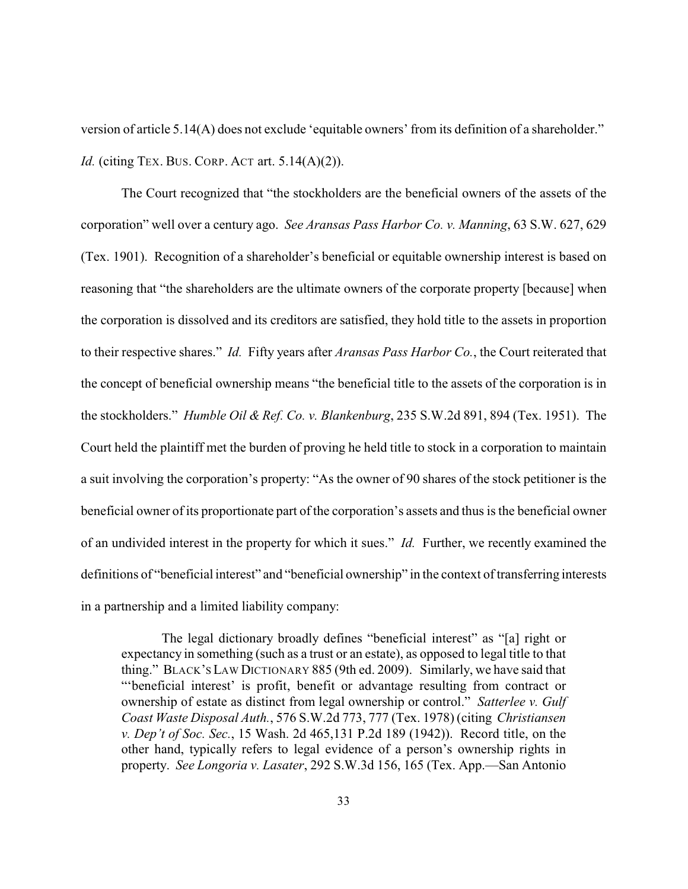version of article 5.14(A) does not exclude 'equitable owners' from its definition of a shareholder." *Id.* (citing TEX. BUS. CORP. ACT art. 5.14(A)(2)).

The Court recognized that "the stockholders are the beneficial owners of the assets of the corporation" well over a century ago. *See Aransas Pass Harbor Co. v. Manning*, 63 S.W. 627, 629 (Tex. 1901). Recognition of a shareholder's beneficial or equitable ownership interest is based on reasoning that "the shareholders are the ultimate owners of the corporate property [because] when the corporation is dissolved and its creditors are satisfied, they hold title to the assets in proportion to their respective shares." *Id.* Fifty years after *Aransas Pass Harbor Co.*, the Court reiterated that the concept of beneficial ownership means "the beneficial title to the assets of the corporation is in the stockholders." *Humble Oil & Ref. Co. v. Blankenburg*, 235 S.W.2d 891, 894 (Tex. 1951). The Court held the plaintiff met the burden of proving he held title to stock in a corporation to maintain a suit involving the corporation's property: "As the owner of 90 shares of the stock petitioner is the beneficial owner of its proportionate part of the corporation's assets and thus is the beneficial owner of an undivided interest in the property for which it sues." *Id.* Further, we recently examined the definitions of "beneficial interest" and "beneficial ownership" in the context of transferring interests in a partnership and a limited liability company:

> The legal dictionary broadly defines "beneficial interest" as "[a] right or expectancy in something (such as a trust or an estate), as opposed to legal title to that thing." BLACK'S LAW DICTIONARY 885 (9th ed. 2009). Similarly, we have said that "'beneficial interest' is profit, benefit or advantage resulting from contract or ownership of estate as distinct from legal ownership or control." *Satterlee v. Gulf Coast Waste Disposal Auth.*, 576 S.W.2d 773, 777 (Tex. 1978) (citing *Christiansen v. Dep't of Soc. Sec.*, 15 Wash. 2d 465,131 P.2d 189 (1942)). Record title, on the other hand, typically refers to legal evidence of a person's ownership rights in property. *See Longoria v. Lasater*, 292 S.W.3d 156, 165 (Tex. App.—San Antonio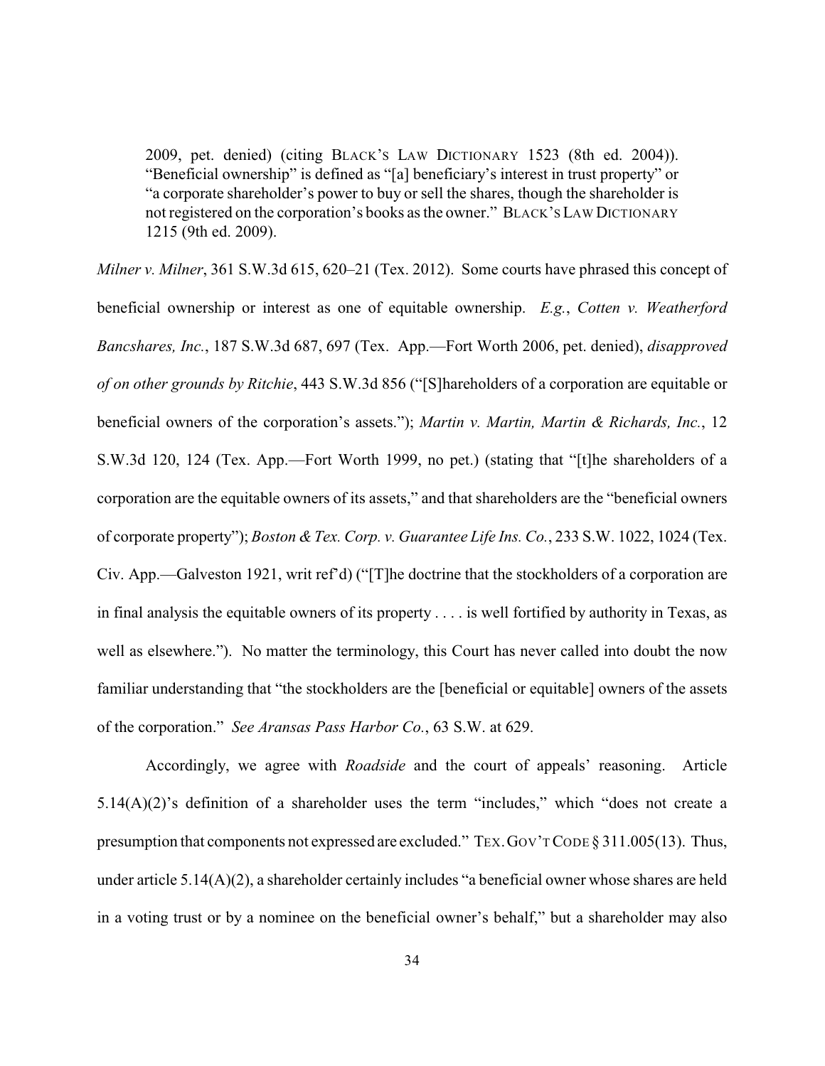> 2009, pet. denied) (citing BLACK'S LAW DICTIONARY 1523 (8th ed. 2004)). "Beneficial ownership" is defined as "[a] beneficiary's interest in trust property" or "a corporate shareholder's power to buy or sell the shares, though the shareholder is not registered on the corporation's books as the owner." BLACK'S LAW DICTIONARY 1215 (9th ed. 2009).

*Milner v. Milner*, 361 S.W.3d 615, 620–21 (Tex. 2012). Some courts have phrased this concept of beneficial ownership or interest as one of equitable ownership. *E.g.*, *Cotten v. Weatherford Bancshares, Inc.*, 187 S.W.3d 687, 697 (Tex. App.—Fort Worth 2006, pet. denied), *disapproved of on other grounds by Ritchie*, 443 S.W.3d 856 ("[S]hareholders of a corporation are equitable or beneficial owners of the corporation's assets."); *Martin v. Martin, Martin & Richards, Inc.*, 12 S.W.3d 120, 124 (Tex. App.—Fort Worth 1999, no pet.) (stating that "[t]he shareholders of a corporation are the equitable owners of its assets," and that shareholders are the "beneficial owners of corporate property"); *Boston & Tex. Corp. v. Guarantee Life Ins. Co.*, 233 S.W. 1022, 1024 (Tex. Civ. App.—Galveston 1921, writ ref'd) ("[T]he doctrine that the stockholders of a corporation are in final analysis the equitable owners of its property . . . . is well fortified by authority in Texas, as well as elsewhere."). No matter the terminology, this Court has never called into doubt the now familiar understanding that "the stockholders are the [beneficial or equitable] owners of the assets of the corporation." *See Aransas Pass Harbor Co.*, 63 S.W. at 629.

Accordingly, we agree with *Roadside* and the court of appeals' reasoning. Article 5.14(A)(2)'s definition of a shareholder uses the term "includes," which "does not create a presumption that components not expressed are excluded." TEX. GOV'T CODE § 311.005(13). Thus, under article 5.14(A)(2), a shareholder certainly includes "a beneficial owner whose shares are held in a voting trust or by a nominee on the beneficial owner's behalf," but a shareholder may also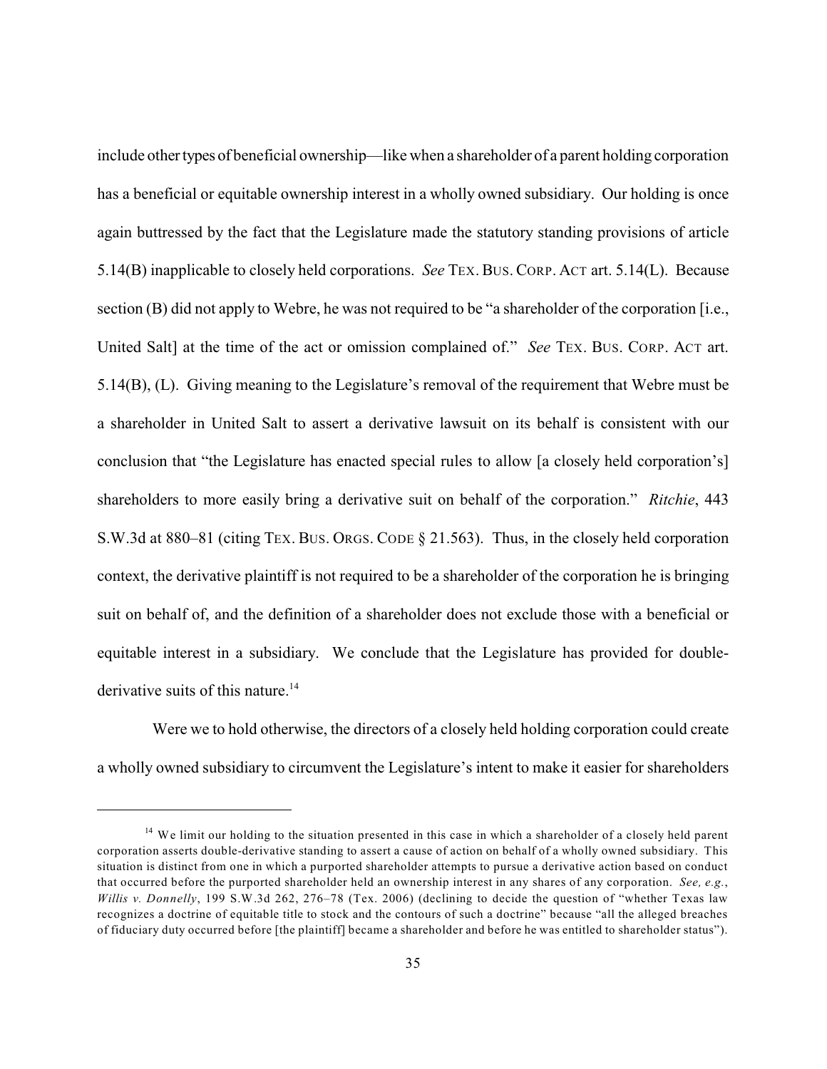include other types of beneficial ownership—like when a shareholder of a parent holding corporation has a beneficial or equitable ownership interest in a wholly owned subsidiary. Our holding is once again buttressed by the fact that the Legislature made the statutory standing provisions of article 5.14(B) inapplicable to closely held corporations. *See* TEX. BUS. CORP. ACT art. 5.14(L). Because section (B) did not apply to Webre, he was not required to be "a shareholder of the corporation [i.e., United Salt] at the time of the act or omission complained of." *See* TEX. BUS. CORP. ACT art. 5.14(B), (L). Giving meaning to the Legislature's removal of the requirement that Webre must be a shareholder in United Salt to assert a derivative lawsuit on its behalf is consistent with our conclusion that "the Legislature has enacted special rules to allow [a closely held corporation's] shareholders to more easily bring a derivative suit on behalf of the corporation." *Ritchie*, 443 S.W.3d at 880–81 (citing TEX. BUS. ORGS. CODE § 21.563). Thus, in the closely held corporation context, the derivative plaintiff is not required to be a shareholder of the corporation he is bringing suit on behalf of, and the definition of a shareholder does not exclude those with a beneficial or equitable interest in a subsidiary. We conclude that the Legislature has provided for double-derivative suits of this nature.[14]

Were we to hold otherwise, the directors of a closely held holding corporation could create a wholly owned subsidiary to circumvent the Legislature's intent to make it easier for shareholders

---

[14] We limit our holding to the situation presented in this case in which a shareholder of a closely held parent corporation asserts double-derivative standing to assert a cause of action on behalf of a wholly owned subsidiary. This situation is distinct from one in which a purported shareholder attempts to pursue a derivative action based on conduct that occurred before the purported shareholder held an ownership interest in any shares of any corporation. *See, e.g.*, *Willis v. Donnelly*, 199 S.W.3d 262, 276–78 (Tex. 2006) (declining to decide the question of "whether Texas law recognizes a doctrine of equitable title to stock and the contours of such a doctrine" because "all the alleged breaches of fiduciary duty occurred before [the plaintiff] became a shareholder and before he was entitled to shareholder status").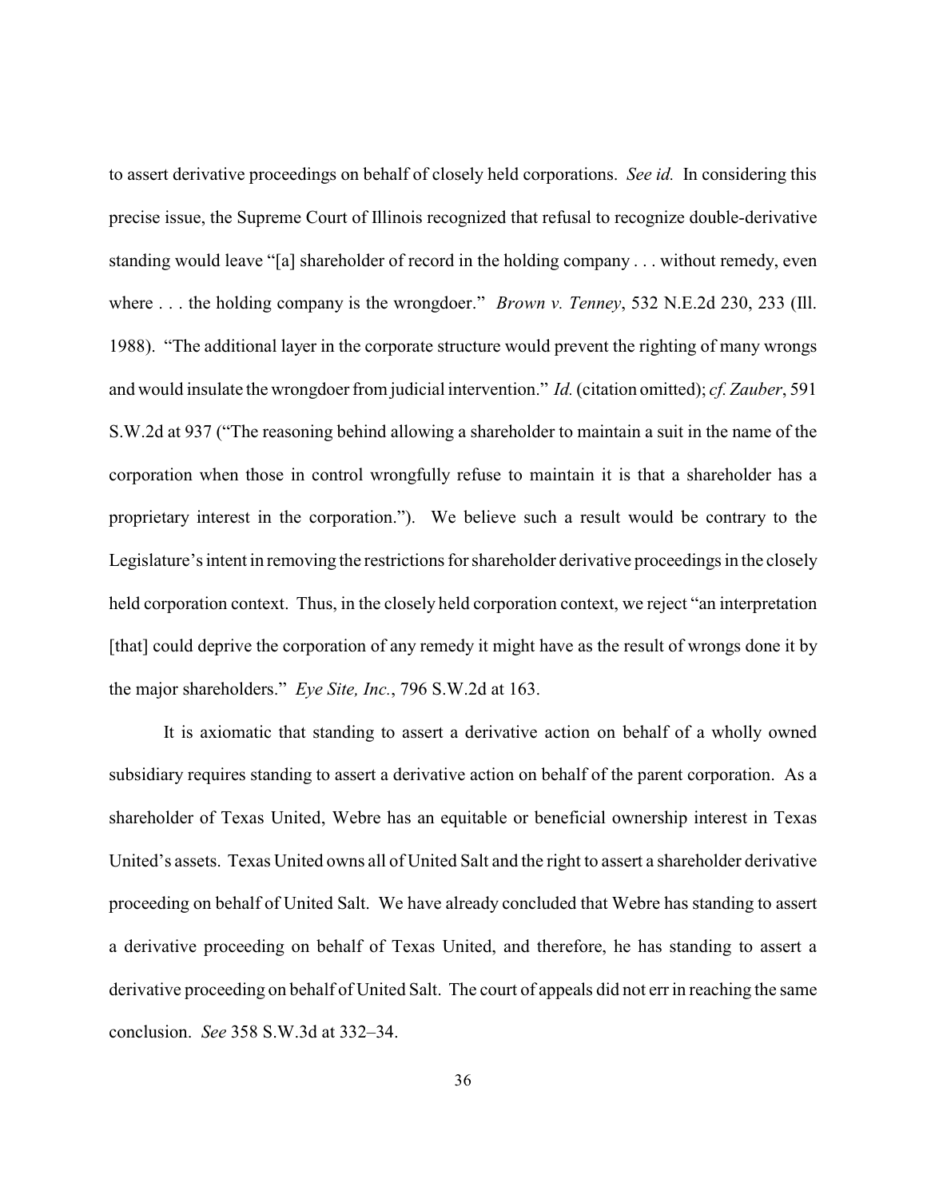to assert derivative proceedings on behalf of closely held corporations. *See id.* In considering this precise issue, the Supreme Court of Illinois recognized that refusal to recognize double-derivative standing would leave "[a] shareholder of record in the holding company . . . without remedy, even where . . . the holding company is the wrongdoer." *Brown v. Tenney*, 532 N.E.2d 230, 233 (Ill. 1988). "The additional layer in the corporate structure would prevent the righting of many wrongs and would insulate the wrongdoer from judicial intervention." *Id.* (citation omitted); *cf. Zauber*, 591 S.W.2d at 937 ("The reasoning behind allowing a shareholder to maintain a suit in the name of the corporation when those in control wrongfully refuse to maintain it is that a shareholder has a proprietary interest in the corporation."). We believe such a result would be contrary to the Legislature's intent in removing the restrictions for shareholder derivative proceedings in the closely held corporation context. Thus, in the closely held corporation context, we reject "an interpretation [that] could deprive the corporation of any remedy it might have as the result of wrongs done it by the major shareholders." *Eye Site, Inc.*, 796 S.W.2d at 163.

It is axiomatic that standing to assert a derivative action on behalf of a wholly owned subsidiary requires standing to assert a derivative action on behalf of the parent corporation. As a shareholder of Texas United, Webre has an equitable or beneficial ownership interest in Texas United's assets. Texas United owns all of United Salt and the right to assert a shareholder derivative proceeding on behalf of United Salt. We have already concluded that Webre has standing to assert a derivative proceeding on behalf of Texas United, and therefore, he has standing to assert a derivative proceeding on behalf of United Salt. The court of appeals did not err in reaching the same conclusion. *See* 358 S.W.3d at 332–34.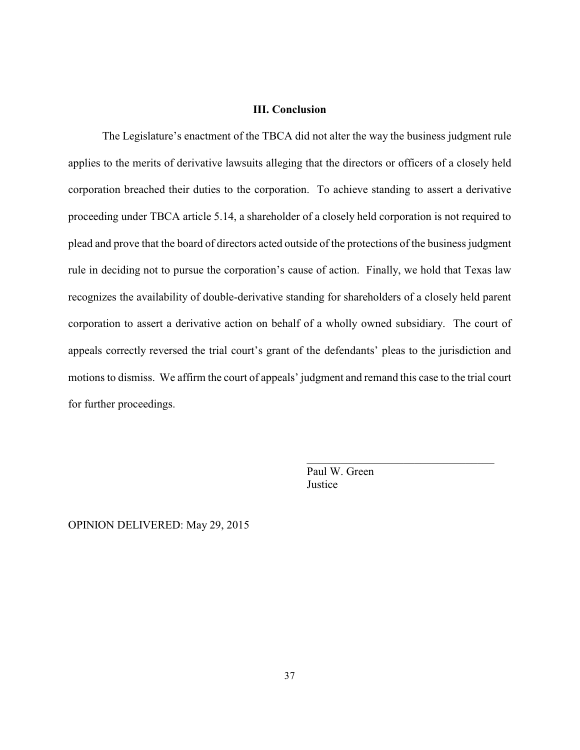### III. Conclusion

The Legislature's enactment of the TBCA did not alter the way the business judgment rule applies to the merits of derivative lawsuits alleging that the directors or officers of a closely held corporation breached their duties to the corporation. To achieve standing to assert a derivative proceeding under TBCA article 5.14, a shareholder of a closely held corporation is not required to plead and prove that the board of directors acted outside of the protections of the business judgment rule in deciding not to pursue the corporation's cause of action. Finally, we hold that Texas law recognizes the availability of double-derivative standing for shareholders of a closely held parent corporation to assert a derivative action on behalf of a wholly owned subsidiary. The court of appeals correctly reversed the trial court's grant of the defendants' pleas to the jurisdiction and motions to dismiss. We affirm the court of appeals' judgment and remand this case to the trial court for further proceedings.

\_\_\_\_\_\_\_\_\_\_\_\_\_\_\_\_\_\_\_\_\_\_\_\_\_\_\_\_\_\_\_\_\_\_\_\_

Paul W. Green
Justice

OPINION DELIVERED: May 29, 2015